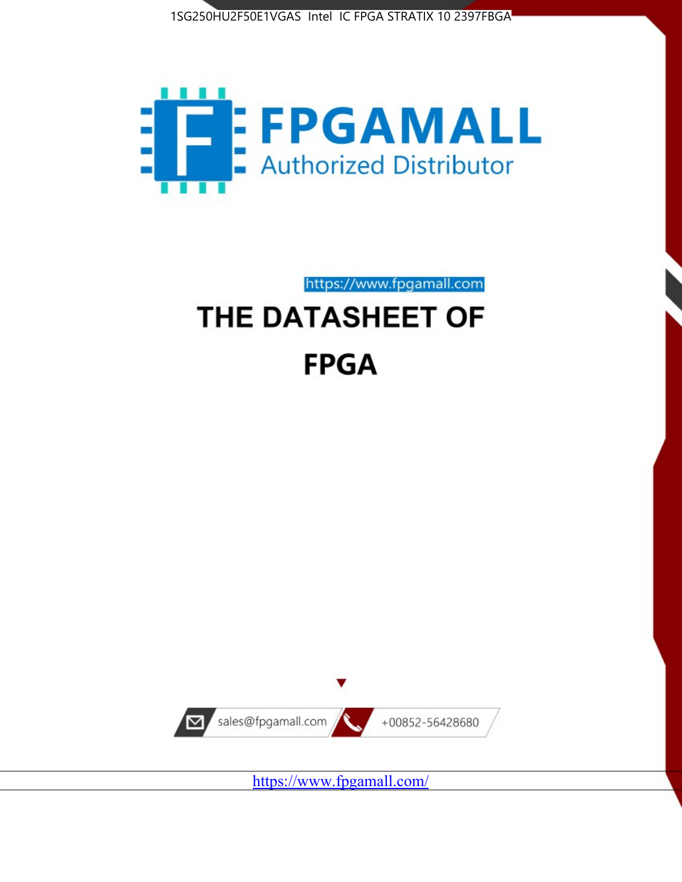1SG250HU2F50E1VGAS Intel IC FPGA STRATIX 10 2397FBGA

FPGAMALL

Authorized Distributor

https://www.fpgamall.com

# THE DATASHEET OF

# FPGA

sales@fpgamall.com

+00852-56428680

https://www.fpgamall.com/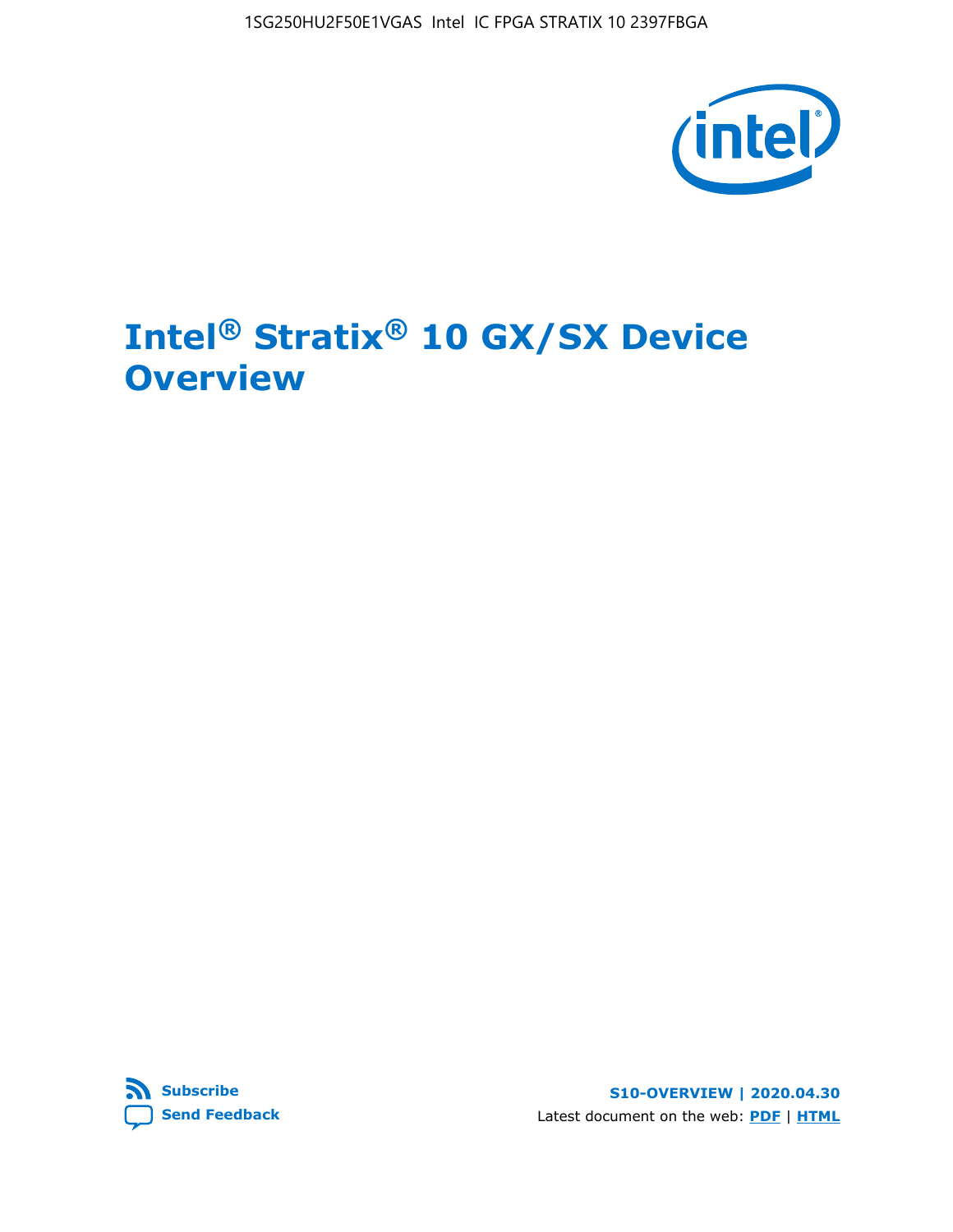# Intel® Stratix® 10 GX/SX Device Overview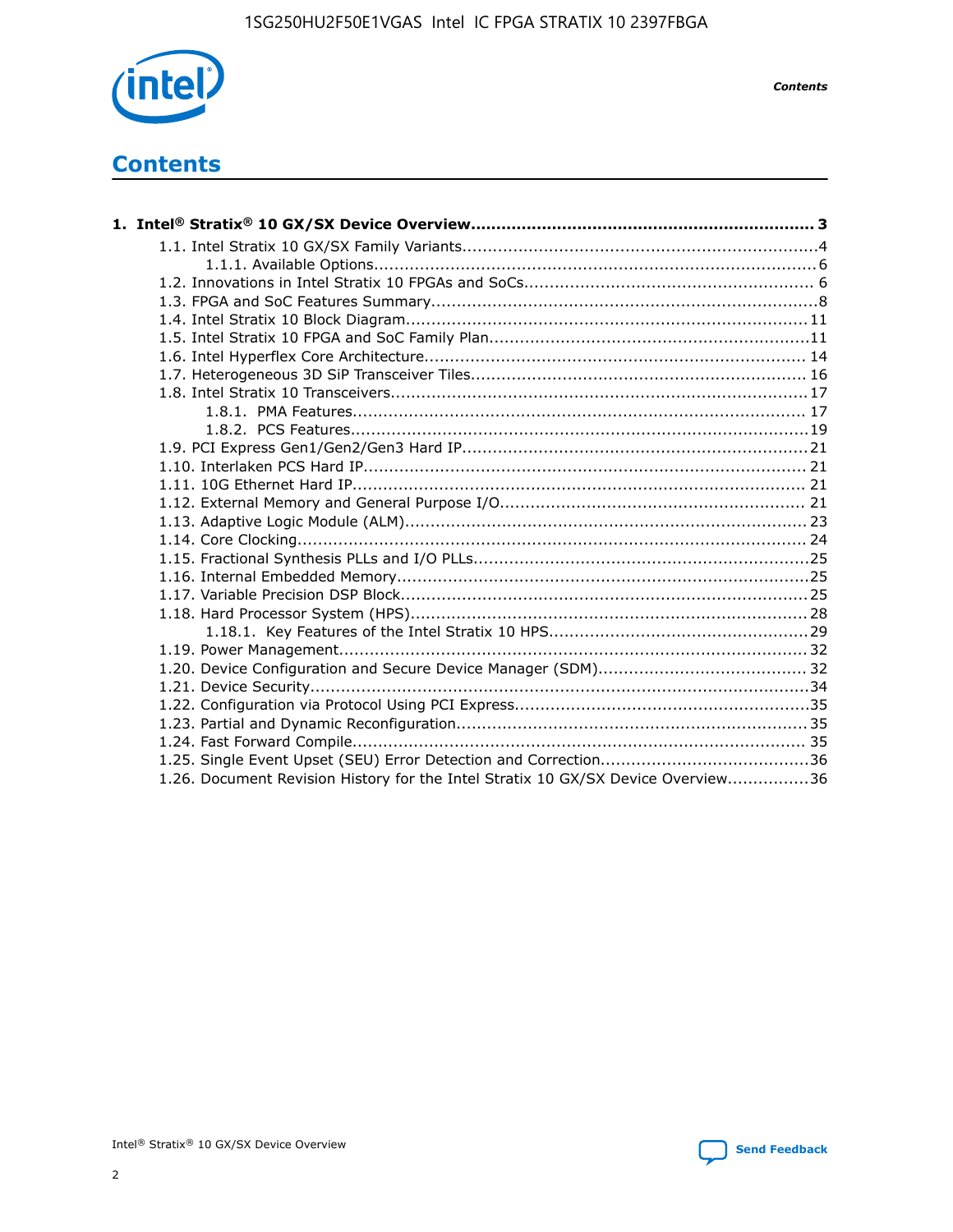# Contents

**1. Intel® Stratix® 10 GX/SX Device Overview...................................................................... 3**

- 1.1. Intel Stratix 10 GX/SX Family Variants..................................................................... 4
  - 1.1.1. Available Options........................................................................................ 6
- 1.2. Innovations in Intel Stratix 10 FPGAs and SoCs......................................................... 6
- 1.3. FPGA and SoC Features Summary............................................................................ 8
- 1.4. Intel Stratix 10 Block Diagram................................................................................ 11
- 1.5. Intel Stratix 10 FPGA and SoC Family Plan............................................................... 11
- 1.6. Intel Hyperflex Core Architecture............................................................................ 14
- 1.7. Heterogeneous 3D SiP Transceiver Tiles.................................................................. 16
- 1.8. Intel Stratix 10 Transceivers................................................................................... 17
  - 1.8.1. PMA Features.............................................................................................. 17
  - 1.8.2. PCS Features............................................................................................... 19
- 1.9. PCI Express Gen1/Gen2/Gen3 Hard IP..................................................................... 21
- 1.10. Interlaken PCS Hard IP......................................................................................... 21
- 1.11. 10G Ethernet Hard IP............................................................................................ 21
- 1.12. External Memory and General Purpose I/O............................................................. 21
- 1.13. Adaptive Logic Module (ALM)................................................................................ 23
- 1.14. Core Clocking....................................................................................................... 24
- 1.15. Fractional Synthesis PLLs and I/O PLLs.................................................................. 25
- 1.16. Internal Embedded Memory................................................................................... 25
- 1.17. Variable Precision DSP Block................................................................................. 25
- 1.18. Hard Processor System (HPS)................................................................................ 28
  - 1.18.1. Key Features of the Intel Stratix 10 HPS................................................... 29
- 1.19. Power Management............................................................................................... 32
- 1.20. Device Configuration and Secure Device Manager (SDM)......................................... 32
- 1.21. Device Security..................................................................................................... 34
- 1.22. Configuration via Protocol Using PCI Express.......................................................... 35
- 1.23. Partial and Dynamic Reconfiguration...................................................................... 35
- 1.24. Fast Forward Compile............................................................................................ 35
- 1.25. Single Event Upset (SEU) Error Detection and Correction......................................... 36
- 1.26. Document Revision History for the Intel Stratix 10 GX/SX Device Overview................ 36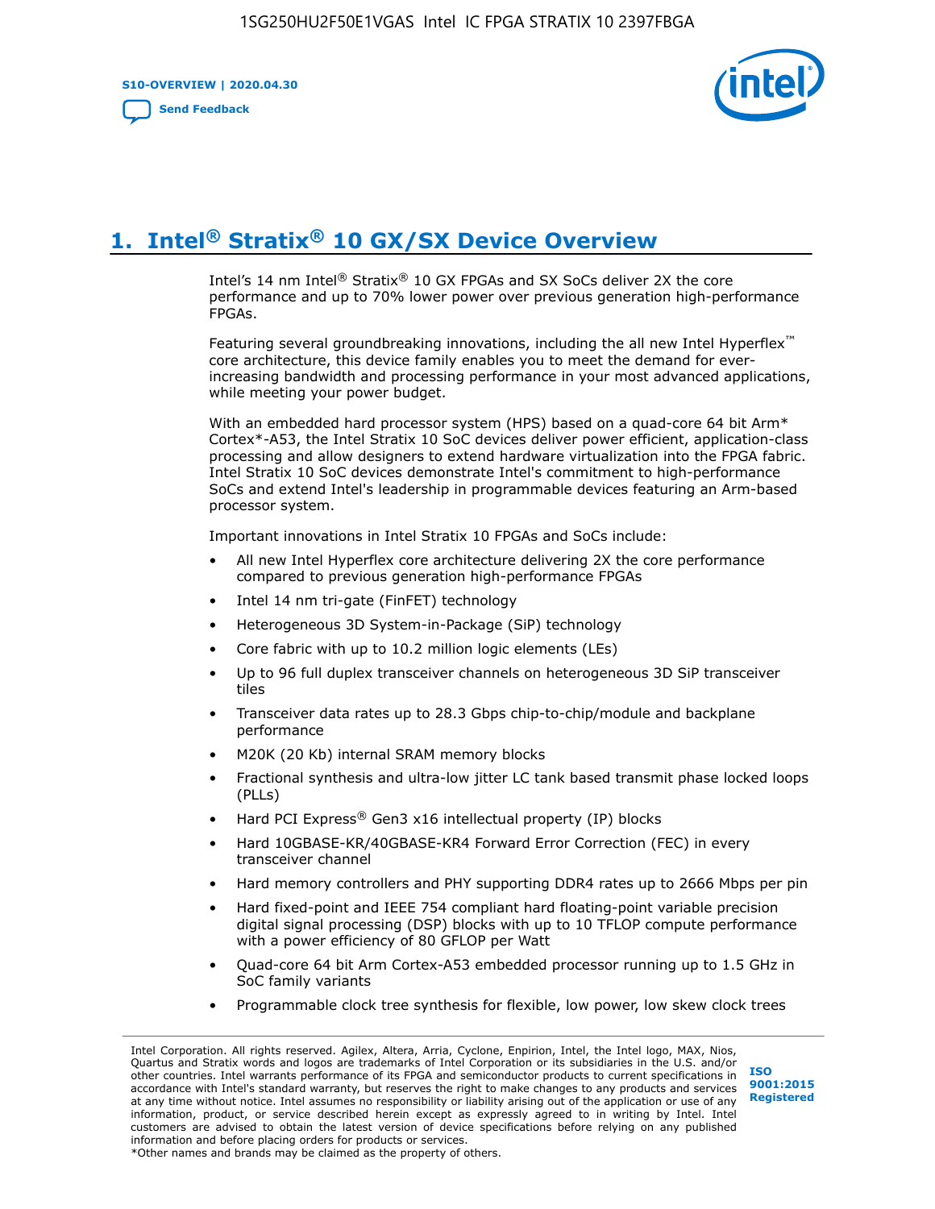# 1. Intel® Stratix® 10 GX/SX Device Overview

Intel's 14 nm Intel® Stratix® 10 GX FPGAs and SX SoCs deliver 2X the core performance and up to 70% lower power over previous generation high-performance FPGAs.

Featuring several groundbreaking innovations, including the all new Intel Hyperflex™ core architecture, this device family enables you to meet the demand for ever-increasing bandwidth and processing performance in your most advanced applications, while meeting your power budget.

With an embedded hard processor system (HPS) based on a quad-core 64 bit Arm* Cortex*-A53, the Intel Stratix 10 SoC devices deliver power efficient, application-class processing and allow designers to extend hardware virtualization into the FPGA fabric. Intel Stratix 10 SoC devices demonstrate Intel's commitment to high-performance SoCs and extend Intel's leadership in programmable devices featuring an Arm-based processor system.

Important innovations in Intel Stratix 10 FPGAs and SoCs include:

- All new Intel Hyperflex core architecture delivering 2X the core performance compared to previous generation high-performance FPGAs
- Intel 14 nm tri-gate (FinFET) technology
- Heterogeneous 3D System-in-Package (SiP) technology
- Core fabric with up to 10.2 million logic elements (LEs)
- Up to 96 full duplex transceiver channels on heterogeneous 3D SiP transceiver tiles
- Transceiver data rates up to 28.3 Gbps chip-to-chip/module and backplane performance
- M20K (20 Kb) internal SRAM memory blocks
- Fractional synthesis and ultra-low jitter LC tank based transmit phase locked loops (PLLs)
- Hard PCI Express® Gen3 x16 intellectual property (IP) blocks
- Hard 10GBASE-KR/40GBASE-KR4 Forward Error Correction (FEC) in every transceiver channel
- Hard memory controllers and PHY supporting DDR4 rates up to 2666 Mbps per pin
- Hard fixed-point and IEEE 754 compliant hard floating-point variable precision digital signal processing (DSP) blocks with up to 10 TFLOP compute performance with a power efficiency of 80 GFLOP per Watt
- Quad-core 64 bit Arm Cortex-A53 embedded processor running up to 1.5 GHz in SoC family variants
- Programmable clock tree synthesis for flexible, low power, low skew clock trees

Intel Corporation. All rights reserved. Agilex, Altera, Arria, Cyclone, Enpirion, Intel, the Intel logo, MAX, Nios, Quartus and Stratix words and logos are trademarks of Intel Corporation or its subsidiaries in the U.S. and/or other countries. Intel warrants performance of its FPGA and semiconductor products to current specifications in accordance with Intel's standard warranty, but reserves the right to make changes to any products and services at any time without notice. Intel assumes no responsibility or liability arising out of the application or use of any information, product, or service described herein except as expressly agreed to in writing by Intel. Intel customers are advised to obtain the latest version of device specifications before relying on any published information and before placing orders for products or services.
*Other names and brands may be claimed as the property of others.

ISO 9001:2015 Registered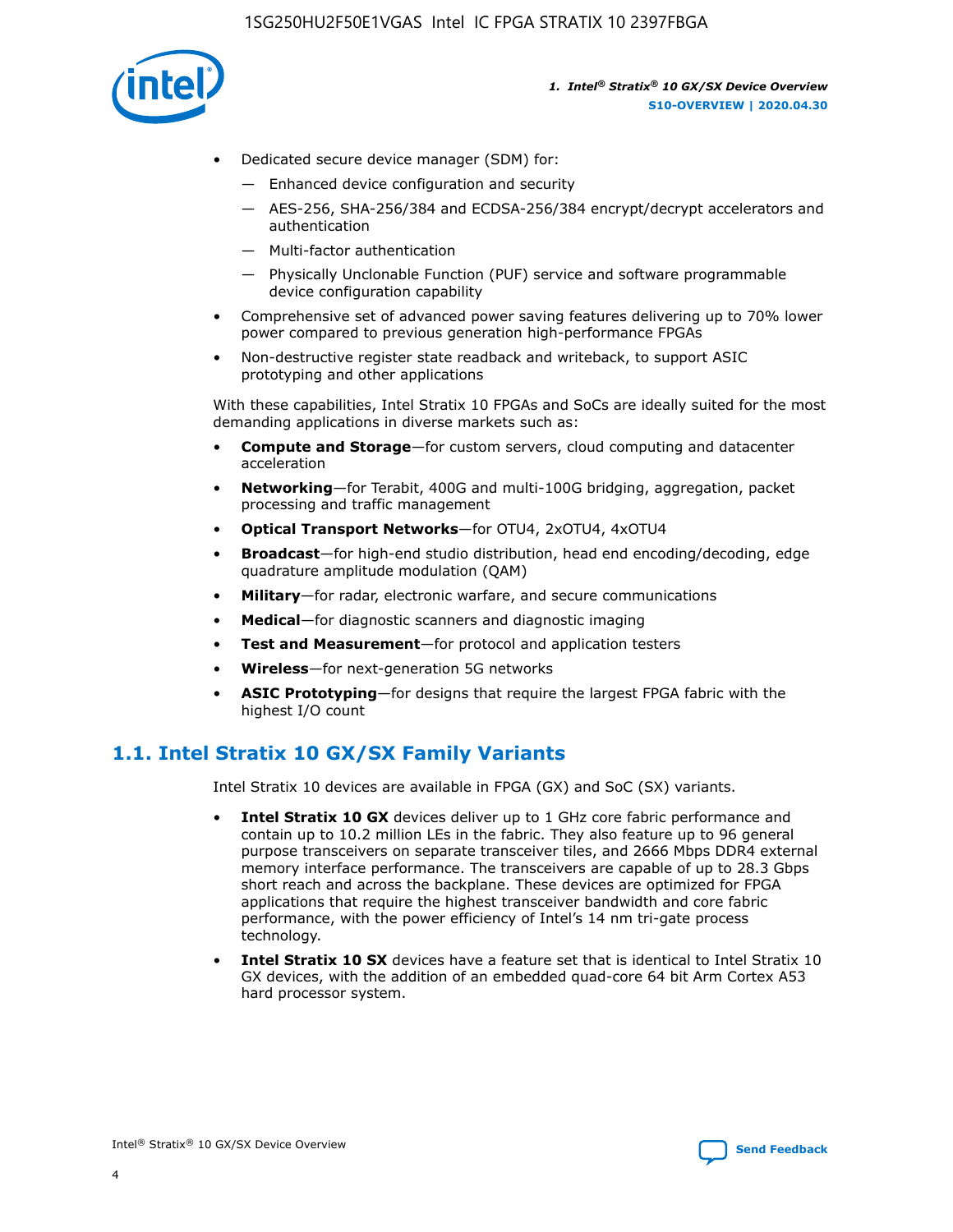- Dedicated secure device manager (SDM) for:
  - Enhanced device configuration and security
  - AES-256, SHA-256/384 and ECDSA-256/384 encrypt/decrypt accelerators and authentication
  - Multi-factor authentication
  - Physically Unclonable Function (PUF) service and software programmable device configuration capability
- Comprehensive set of advanced power saving features delivering up to 70% lower power compared to previous generation high-performance FPGAs
- Non-destructive register state readback and writeback, to support ASIC prototyping and other applications

With these capabilities, Intel Stratix 10 FPGAs and SoCs are ideally suited for the most demanding applications in diverse markets such as:

- **Compute and Storage**—for custom servers, cloud computing and datacenter acceleration
- **Networking**—for Terabit, 400G and multi-100G bridging, aggregation, packet processing and traffic management
- **Optical Transport Networks**—for OTU4, 2xOTU4, 4xOTU4
- **Broadcast**—for high-end studio distribution, head end encoding/decoding, edge quadrature amplitude modulation (QAM)
- **Military**—for radar, electronic warfare, and secure communications
- **Medical**—for diagnostic scanners and diagnostic imaging
- **Test and Measurement**—for protocol and application testers
- **Wireless**—for next-generation 5G networks
- **ASIC Prototyping**—for designs that require the largest FPGA fabric with the highest I/O count

## 1.1. Intel Stratix 10 GX/SX Family Variants

Intel Stratix 10 devices are available in FPGA (GX) and SoC (SX) variants.

- **Intel Stratix 10 GX** devices deliver up to 1 GHz core fabric performance and contain up to 10.2 million LEs in the fabric. They also feature up to 96 general purpose transceivers on separate transceiver tiles, and 2666 Mbps DDR4 external memory interface performance. The transceivers are capable of up to 28.3 Gbps short reach and across the backplane. These devices are optimized for FPGA applications that require the highest transceiver bandwidth and core fabric performance, with the power efficiency of Intel's 14 nm tri-gate process technology.
- **Intel Stratix 10 SX** devices have a feature set that is identical to Intel Stratix 10 GX devices, with the addition of an embedded quad-core 64 bit Arm Cortex A53 hard processor system.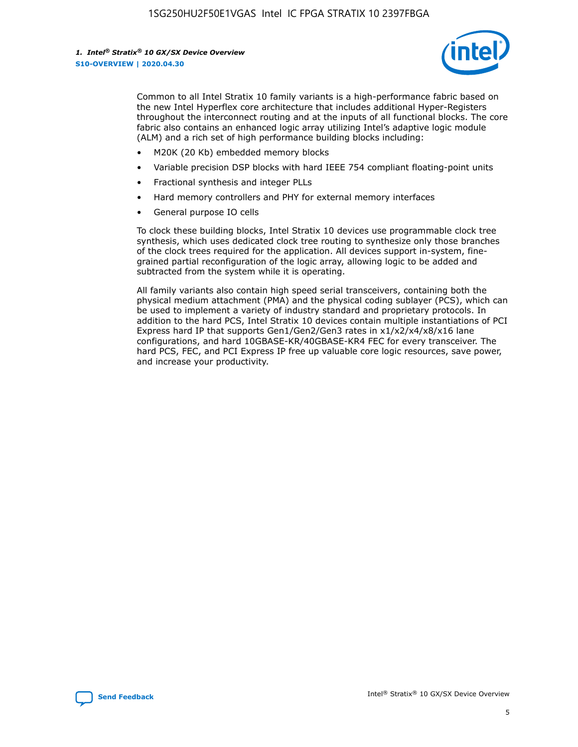Common to all Intel Stratix 10 family variants is a high-performance fabric based on the new Intel Hyperflex core architecture that includes additional Hyper-Registers throughout the interconnect routing and at the inputs of all functional blocks. The core fabric also contains an enhanced logic array utilizing Intel's adaptive logic module (ALM) and a rich set of high performance building blocks including:

- M20K (20 Kb) embedded memory blocks
- Variable precision DSP blocks with hard IEEE 754 compliant floating-point units
- Fractional synthesis and integer PLLs
- Hard memory controllers and PHY for external memory interfaces
- General purpose IO cells

To clock these building blocks, Intel Stratix 10 devices use programmable clock tree synthesis, which uses dedicated clock tree routing to synthesize only those branches of the clock trees required for the application. All devices support in-system, fine-grained partial reconfiguration of the logic array, allowing logic to be added and subtracted from the system while it is operating.

All family variants also contain high speed serial transceivers, containing both the physical medium attachment (PMA) and the physical coding sublayer (PCS), which can be used to implement a variety of industry standard and proprietary protocols. In addition to the hard PCS, Intel Stratix 10 devices contain multiple instantiations of PCI Express hard IP that supports Gen1/Gen2/Gen3 rates in x1/x2/x4/x8/x16 lane configurations, and hard 10GBASE-KR/40GBASE-KR4 FEC for every transceiver. The hard PCS, FEC, and PCI Express IP free up valuable core logic resources, save power, and increase your productivity.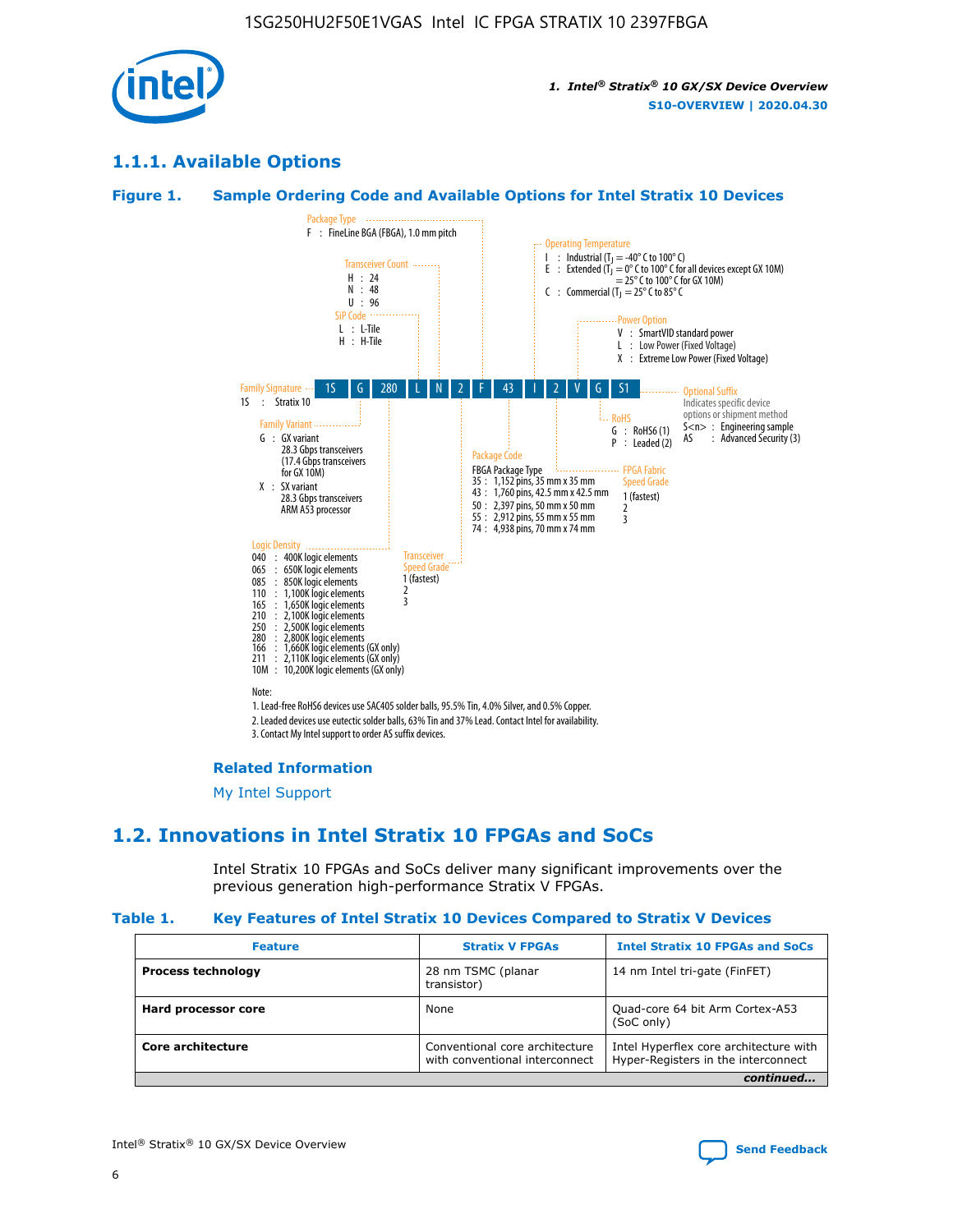## 1.1.1. Available Options

### Figure 1. Sample Ordering Code and Available Options for Intel Stratix 10 Devices

Package Type
F : FineLine BGA (FBGA), 1.0 mm pitch

Transceiver Count
H : 24
N : 48
U : 96

SiP Code
L : L-Tile
H : H-Tile

Operating Temperature
I : Industrial ($T_J$ = -40° C to 100° C)
E : Extended ($T_J$ = 0° C to 100° C for all devices except GX 10M) = 25° C to 100° C for GX 10M)
C : Commercial ($T_J$ = 25° C to 85° C

Power Option
V : SmartVID standard power
L : Low Power (Fixed Voltage)
X : Extreme Low Power (Fixed Voltage)

| 1S | G | 280 | L | N | 2 | F | 43 | I | 2 | V | G | S1 |
|---|---|---|---|---|---|---|---|---|---|---|---|---|

Family Signature
1S : Stratix 10

Family Variant
G : GX variant
28.3 Gbps transceivers
(17.4 Gbps transceivers for GX 10M)
X : SX variant
28.3 Gbps transceivers
ARM A53 processor

Logic Density
040 : 400K logic elements
065 : 650K logic elements
085 : 850K logic elements
110 : 1,100K logic elements
165 : 1,650K logic elements
210 : 2,100K logic elements
250 : 2,500K logic elements
280 : 2,800K logic elements
166 : 1,660K logic elements (GX only)
211 : 2,110K logic elements (GX only)
10M : 10,200K logic elements (GX only)

Transceiver Speed Grade
1 (fastest)
2
3

Package Code
FBGA Package Type
35 : 1,152 pins, 35 mm x 35 mm
43 : 1,760 pins, 42.5 mm x 42.5 mm
50 : 2,397 pins, 50 mm x 50 mm
55 : 2,912 pins, 55 mm x 55 mm
74 : 4,938 pins, 70 mm x 74 mm

FPGA Fabric Speed Grade
1 (fastest)
2
3

RoHS
G : RoHS6 (1)
P : Leaded (2)

Optional Suffix
Indicates specific device options or shipment method
S<n> : Engineering sample
AS : Advanced Security (3)

Note:
1. Lead-free RoHS6 devices use SAC405 solder balls, 95.5% Tin, 4.0% Silver, and 0.5% Copper.
2. Leaded devices use eutectic solder balls, 63% Tin and 37% Lead. Contact Intel for availability.
3. Contact My Intel support to order AS suffix devices.

### Related Information

My Intel Support

## 1.2. Innovations in Intel Stratix 10 FPGAs and SoCs

Intel Stratix 10 FPGAs and SoCs deliver many significant improvements over the previous generation high-performance Stratix V FPGAs.

### Table 1. Key Features of Intel Stratix 10 Devices Compared to Stratix V Devices

| Feature | Stratix V FPGAs | Intel Stratix 10 FPGAs and SoCs |
|---|---|---|
| **Process technology** | 28 nm TSMC (planar transistor) | 14 nm Intel tri-gate (FinFET) |
| **Hard processor core** | None | Quad-core 64 bit Arm Cortex-A53 (SoC only) |
| **Core architecture** | Conventional core architecture with conventional interconnect | Intel Hyperflex core architecture with Hyper-Registers in the interconnect |
| | | *continued...* |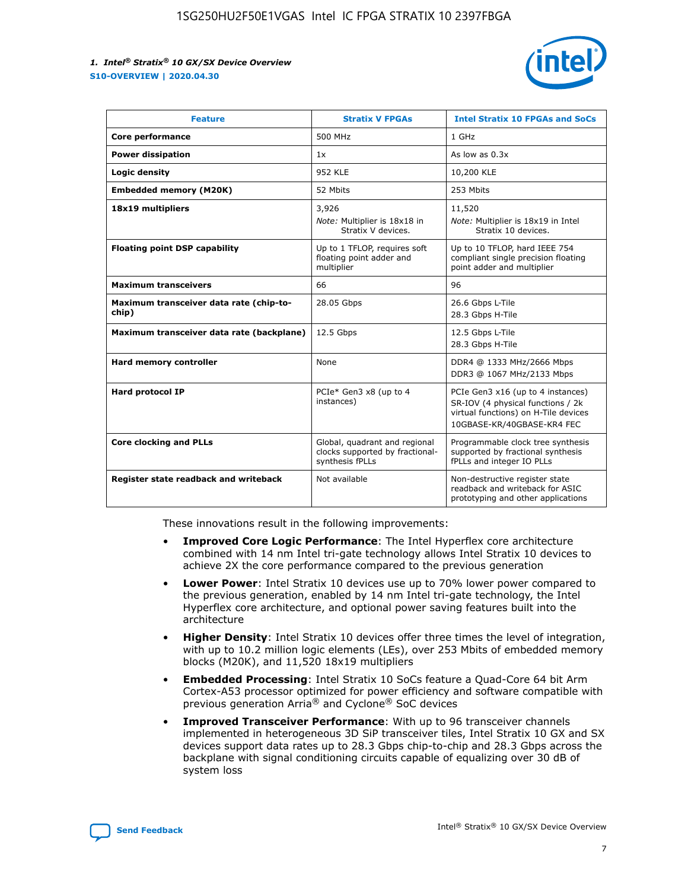| Feature | Stratix V FPGAs | Intel Stratix 10 FPGAs and SoCs |
|---|---|---|
| **Core performance** | 500 MHz | 1 GHz |
| **Power dissipation** | 1x | As low as 0.3x |
| **Logic density** | 952 KLE | 10,200 KLE |
| **Embedded memory (M20K)** | 52 Mbits | 253 Mbits |
| **18x19 multipliers** | 3,926<br>*Note:* Multiplier is 18x18 in Stratix V devices. | 11,520<br>*Note:* Multiplier is 18x19 in Intel Stratix 10 devices. |
| **Floating point DSP capability** | Up to 1 TFLOP, requires soft floating point adder and multiplier | Up to 10 TFLOP, hard IEEE 754 compliant single precision floating point adder and multiplier |
| **Maximum transceivers** | 66 | 96 |
| **Maximum transceiver data rate (chip-to-chip)** | 28.05 Gbps | 26.6 Gbps L-Tile<br>28.3 Gbps H-Tile |
| **Maximum transceiver data rate (backplane)** | 12.5 Gbps | 12.5 Gbps L-Tile<br>28.3 Gbps H-Tile |
| **Hard memory controller** | None | DDR4 @ 1333 MHz/2666 Mbps<br>DDR3 @ 1067 MHz/2133 Mbps |
| **Hard protocol IP** | PCIe* Gen3 x8 (up to 4 instances) | PCIe Gen3 x16 (up to 4 instances)<br>SR-IOV (4 physical functions / 2k virtual functions) on H-Tile devices<br>10GBASE-KR/40GBASE-KR4 FEC |
| **Core clocking and PLLs** | Global, quadrant and regional clocks supported by fractional-synthesis fPLLs | Programmable clock tree synthesis supported by fractional synthesis fPLLs and integer IO PLLs |
| **Register state readback and writeback** | Not available | Non-destructive register state readback and writeback for ASIC prototyping and other applications |

These innovations result in the following improvements:

- **Improved Core Logic Performance**: The Intel Hyperflex core architecture combined with 14 nm Intel tri-gate technology allows Intel Stratix 10 devices to achieve 2X the core performance compared to the previous generation
- **Lower Power**: Intel Stratix 10 devices use up to 70% lower power compared to the previous generation, enabled by 14 nm Intel tri-gate technology, the Intel Hyperflex core architecture, and optional power saving features built into the architecture
- **Higher Density**: Intel Stratix 10 devices offer three times the level of integration, with up to 10.2 million logic elements (LEs), over 253 Mbits of embedded memory blocks (M20K), and 11,520 18x19 multipliers
- **Embedded Processing**: Intel Stratix 10 SoCs feature a Quad-Core 64 bit Arm Cortex-A53 processor optimized for power efficiency and software compatible with previous generation Arria® and Cyclone® SoC devices
- **Improved Transceiver Performance**: With up to 96 transceiver channels implemented in heterogeneous 3D SiP transceiver tiles, Intel Stratix 10 GX and SX devices support data rates up to 28.3 Gbps chip-to-chip and 28.3 Gbps across the backplane with signal conditioning circuits capable of equalizing over 30 dB of system loss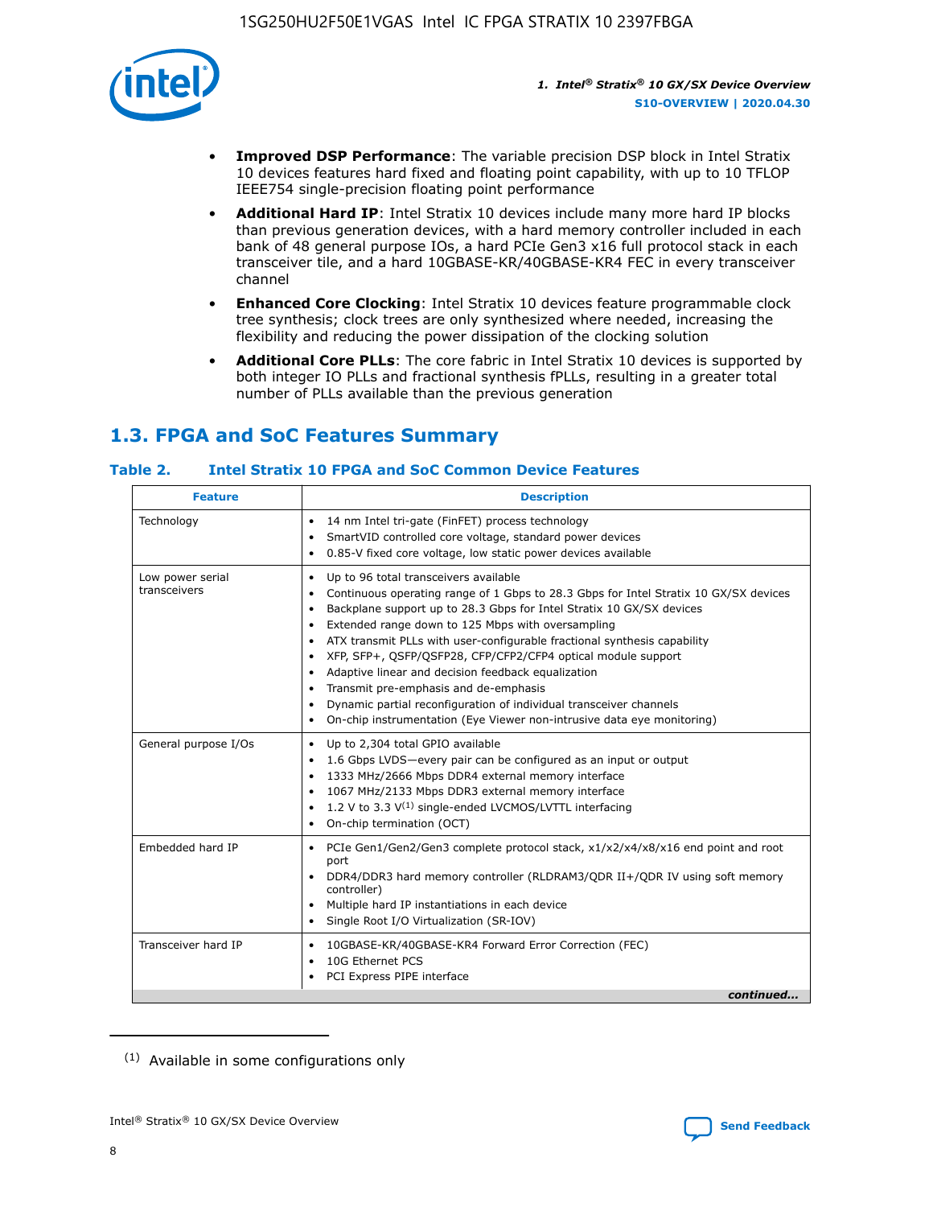- **Improved DSP Performance**: The variable precision DSP block in Intel Stratix 10 devices features hard fixed and floating point capability, with up to 10 TFLOP IEEE754 single-precision floating point performance
- **Additional Hard IP**: Intel Stratix 10 devices include many more hard IP blocks than previous generation devices, with a hard memory controller included in each bank of 48 general purpose IOs, a hard PCIe Gen3 x16 full protocol stack in each transceiver tile, and a hard 10GBASE-KR/40GBASE-KR4 FEC in every transceiver channel
- **Enhanced Core Clocking**: Intel Stratix 10 devices feature programmable clock tree synthesis; clock trees are only synthesized where needed, increasing the flexibility and reducing the power dissipation of the clocking solution
- **Additional Core PLLs**: The core fabric in Intel Stratix 10 devices is supported by both integer IO PLLs and fractional synthesis fPLLs, resulting in a greater total number of PLLs available than the previous generation

## 1.3. FPGA and SoC Features Summary

### Table 2. Intel Stratix 10 FPGA and SoC Common Device Features

| Feature | Description |
|---|---|
| Technology | • 14 nm Intel tri-gate (FinFET) process technology<br>• SmartVID controlled core voltage, standard power devices<br>• 0.85-V fixed core voltage, low static power devices available |
| Low power serial transceivers | • Up to 96 total transceivers available<br>• Continuous operating range of 1 Gbps to 28.3 Gbps for Intel Stratix 10 GX/SX devices<br>• Backplane support up to 28.3 Gbps for Intel Stratix 10 GX/SX devices<br>• Extended range down to 125 Mbps with oversampling<br>• ATX transmit PLLs with user-configurable fractional synthesis capability<br>• XFP, SFP+, QSFP/QSFP28, CFP/CFP2/CFP4 optical module support<br>• Adaptive linear and decision feedback equalization<br>• Transmit pre-emphasis and de-emphasis<br>• Dynamic partial reconfiguration of individual transceiver channels<br>• On-chip instrumentation (Eye Viewer non-intrusive data eye monitoring) |
| General purpose I/Os | • Up to 2,304 total GPIO available<br>• 1.6 Gbps LVDS—every pair can be configured as an input or output<br>• 1333 MHz/2666 Mbps DDR4 external memory interface<br>• 1067 MHz/2133 Mbps DDR3 external memory interface<br>• 1.2 V to 3.3 V[1] single-ended LVCMOS/LVTTL interfacing<br>• On-chip termination (OCT) |
| Embedded hard IP | • PCIe Gen1/Gen2/Gen3 complete protocol stack, x1/x2/x4/x8/x16 end point and root port<br>• DDR4/DDR3 hard memory controller (RLDRAM3/QDR II+/QDR IV using soft memory controller)<br>• Multiple hard IP instantiations in each device<br>• Single Root I/O Virtualization (SR-IOV) |
| Transceiver hard IP | • 10GBASE-KR/40GBASE-KR4 Forward Error Correction (FEC)<br>• 10G Ethernet PCS<br>• PCI Express PIPE interface |

*continued...*

[1] Available in some configurations only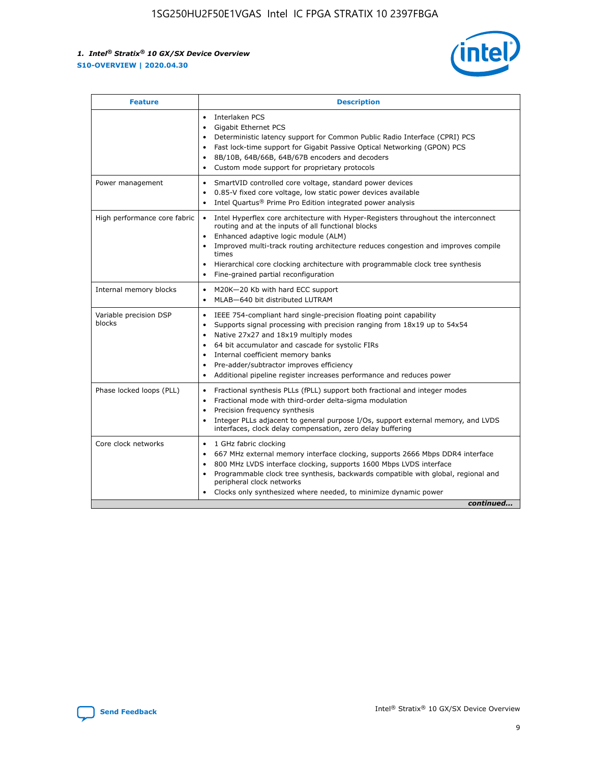| Feature | Description |
| --- | --- |
| | • Interlaken PCS<br>• Gigabit Ethernet PCS<br>• Deterministic latency support for Common Public Radio Interface (CPRI) PCS<br>• Fast lock-time support for Gigabit Passive Optical Networking (GPON) PCS<br>• 8B/10B, 64B/66B, 64B/67B encoders and decoders<br>• Custom mode support for proprietary protocols |
| Power management | • SmartVID controlled core voltage, standard power devices<br>• 0.85-V fixed core voltage, low static power devices available<br>• Intel Quartus® Prime Pro Edition integrated power analysis |
| High performance core fabric | • Intel Hyperflex core architecture with Hyper-Registers throughout the interconnect routing and at the inputs of all functional blocks<br>• Enhanced adaptive logic module (ALM)<br>• Improved multi-track routing architecture reduces congestion and improves compile times<br>• Hierarchical core clocking architecture with programmable clock tree synthesis<br>• Fine-grained partial reconfiguration |
| Internal memory blocks | • M20K—20 Kb with hard ECC support<br>• MLAB—640 bit distributed LUTRAM |
| Variable precision DSP blocks | • IEEE 754-compliant hard single-precision floating point capability<br>• Supports signal processing with precision ranging from 18x19 up to 54x54<br>• Native 27x27 and 18x19 multiply modes<br>• 64 bit accumulator and cascade for systolic FIRs<br>• Internal coefficient memory banks<br>• Pre-adder/subtractor improves efficiency<br>• Additional pipeline register increases performance and reduces power |
| Phase locked loops (PLL) | • Fractional synthesis PLLs (fPLL) support both fractional and integer modes<br>• Fractional mode with third-order delta-sigma modulation<br>• Precision frequency synthesis<br>• Integer PLLs adjacent to general purpose I/Os, support external memory, and LVDS interfaces, clock delay compensation, zero delay buffering |
| Core clock networks | • 1 GHz fabric clocking<br>• 667 MHz external memory interface clocking, supports 2666 Mbps DDR4 interface<br>• 800 MHz LVDS interface clocking, supports 1600 Mbps LVDS interface<br>• Programmable clock tree synthesis, backwards compatible with global, regional and peripheral clock networks<br>• Clocks only synthesized where needed, to minimize dynamic power |

*continued...*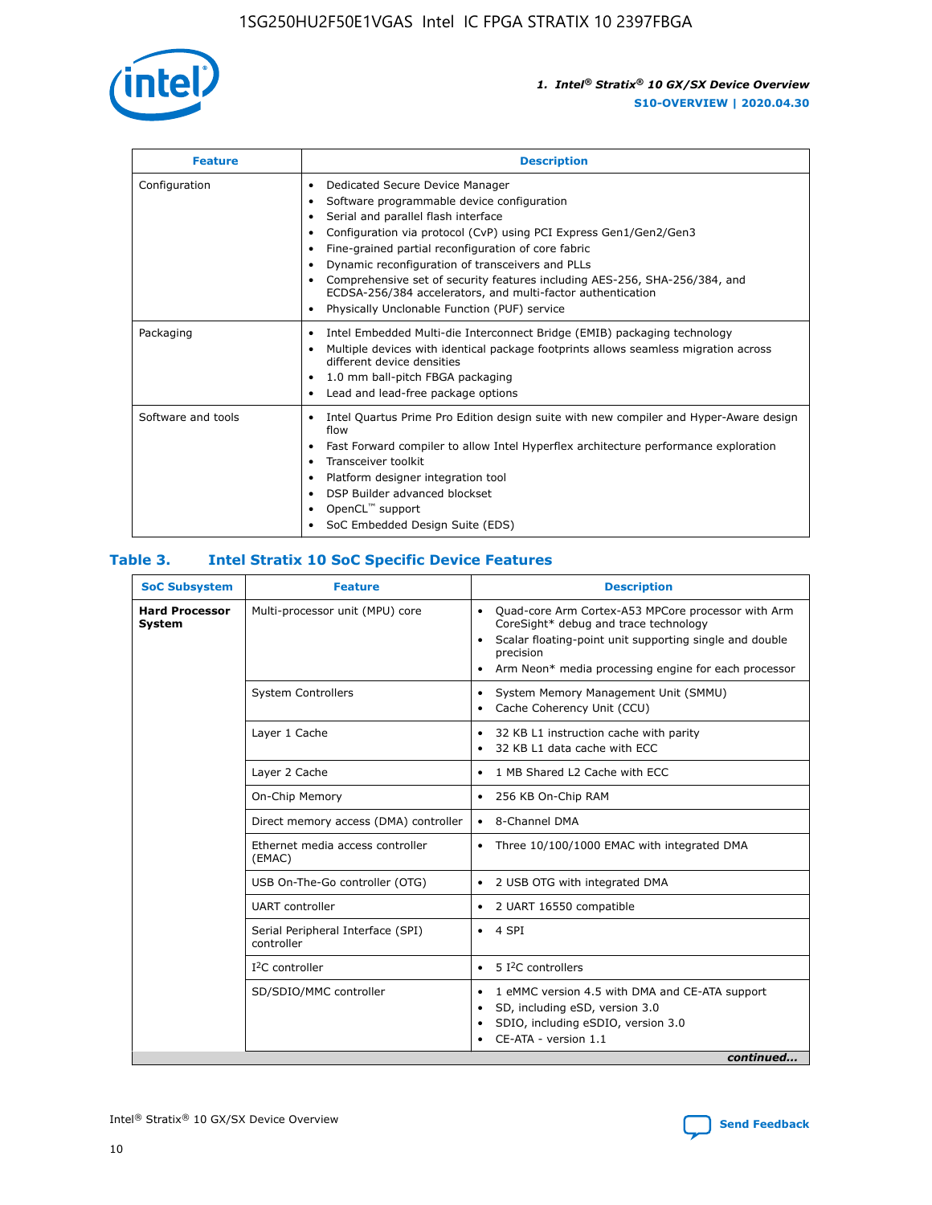| Feature | Description |
| --- | --- |
| Configuration | • Dedicated Secure Device Manager<br>• Software programmable device configuration<br>• Serial and parallel flash interface<br>• Configuration via protocol (CvP) using PCI Express Gen1/Gen2/Gen3<br>• Fine-grained partial reconfiguration of core fabric<br>• Dynamic reconfiguration of transceivers and PLLs<br>• Comprehensive set of security features including AES-256, SHA-256/384, and ECDSA-256/384 accelerators, and multi-factor authentication<br>• Physically Unclonable Function (PUF) service |
| Packaging | • Intel Embedded Multi-die Interconnect Bridge (EMIB) packaging technology<br>• Multiple devices with identical package footprints allows seamless migration across different device densities<br>• 1.0 mm ball-pitch FBGA packaging<br>• Lead and lead-free package options |
| Software and tools | • Intel Quartus Prime Pro Edition design suite with new compiler and Hyper-Aware design flow<br>• Fast Forward compiler to allow Intel Hyperflex architecture performance exploration<br>• Transceiver toolkit<br>• Platform designer integration tool<br>• DSP Builder advanced blockset<br>• OpenCL™ support<br>• SoC Embedded Design Suite (EDS) |

## Table 3. Intel Stratix 10 SoC Specific Device Features

| SoC Subsystem | Feature | Description |
| --- | --- | --- |
| **Hard Processor System** | Multi-processor unit (MPU) core | • Quad-core Arm Cortex-A53 MPCore processor with Arm CoreSight* debug and trace technology<br>• Scalar floating-point unit supporting single and double precision<br>• Arm Neon* media processing engine for each processor |
| | System Controllers | • System Memory Management Unit (SMMU)<br>• Cache Coherency Unit (CCU) |
| | Layer 1 Cache | • 32 KB L1 instruction cache with parity<br>• 32 KB L1 data cache with ECC |
| | Layer 2 Cache | • 1 MB Shared L2 Cache with ECC |
| | On-Chip Memory | • 256 KB On-Chip RAM |
| | Direct memory access (DMA) controller | • 8-Channel DMA |
| | Ethernet media access controller (EMAC) | • Three 10/100/1000 EMAC with integrated DMA |
| | USB On-The-Go controller (OTG) | • 2 USB OTG with integrated DMA |
| | UART controller | • 2 UART 16550 compatible |
| | Serial Peripheral Interface (SPI) controller | • 4 SPI |
| | I²C controller | • 5 I²C controllers |
| | SD/SDIO/MMC controller | • 1 eMMC version 4.5 with DMA and CE-ATA support<br>• SD, including eSD, version 3.0<br>• SDIO, including eSDIO, version 3.0<br>• CE-ATA - version 1.1 |

*continued...*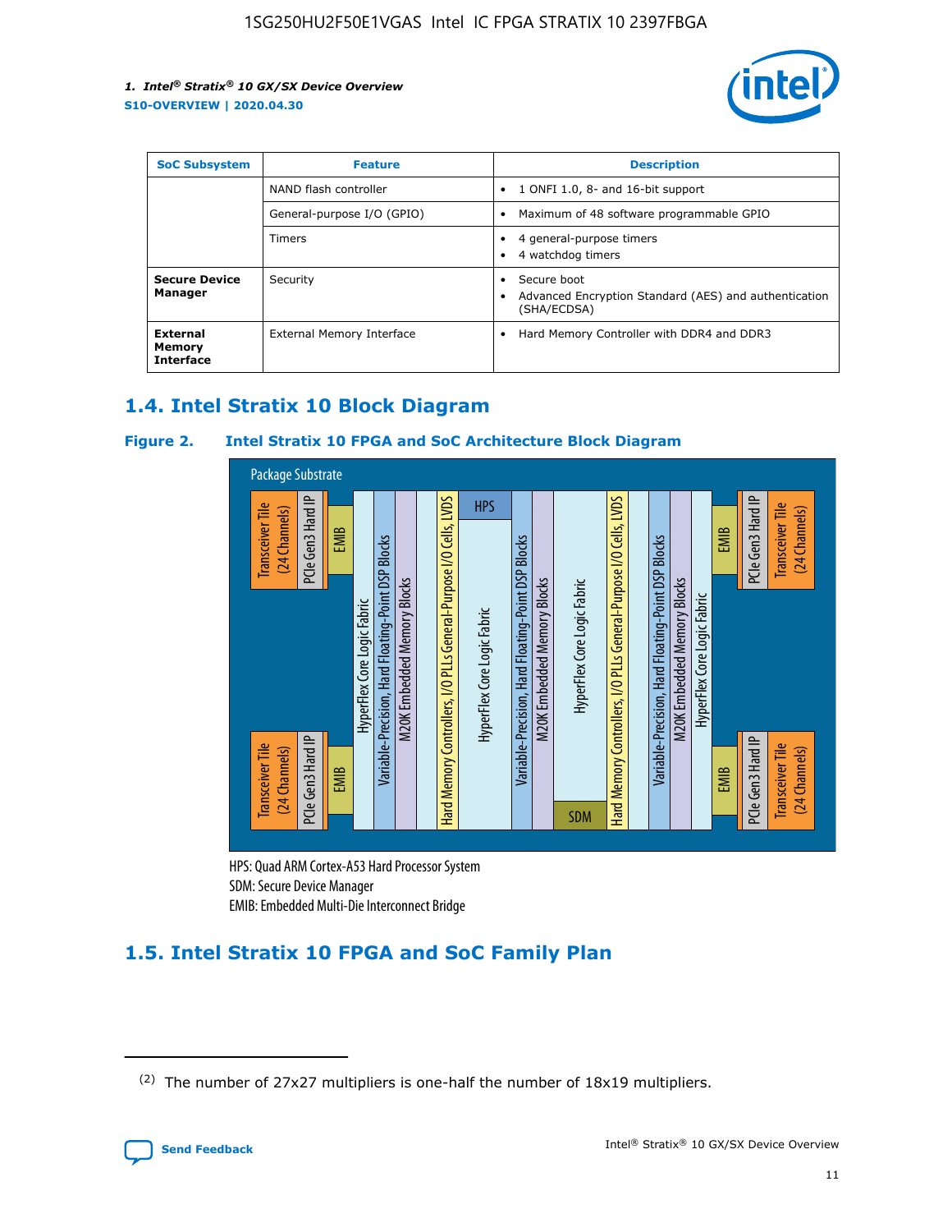| SoC Subsystem | Feature | Description |
| --- | --- | --- |
| | NAND flash controller | • 1 ONFI 1.0, 8- and 16-bit support |
| | General-purpose I/O (GPIO) | • Maximum of 48 software programmable GPIO |
| | Timers | • 4 general-purpose timers<br>• 4 watchdog timers |
| **Secure Device Manager** | Security | • Secure boot<br>• Advanced Encryption Standard (AES) and authentication (SHA/ECDSA) |
| **External Memory Interface** | External Memory Interface | • Hard Memory Controller with DDR4 and DDR3 |

## 1.4. Intel Stratix 10 Block Diagram

**Figure 2. Intel Stratix 10 FPGA and SoC Architecture Block Diagram**

Package Substrate

Transceiver Tile (24 Channels) | PCIe Gen3 Hard IP | EMIB | HyperFlex Core Logic Fabric | Variable-Precision, Hard Floating-Point DSP Blocks | M20K Embedded Memory Blocks | Hard Memory Controllers, I/O PLLs General-Purpose I/O Cells, LVDS | HPS | HyperFlex Core Logic Fabric | Variable-Precision, Hard Floating-Point DSP Blocks | M20K Embedded Memory Blocks | HyperFlex Core Logic Fabric | SDM | Hard Memory Controllers, I/O PLLs General-Purpose I/O Cells, LVDS | Variable-Precision, Hard Floating-Point DSP Blocks | M20K Embedded Memory Blocks | HyperFlex Core Logic Fabric | EMIB | PCIe Gen3 Hard IP | Transceiver Tile (24 Channels)

HPS: Quad ARM Cortex-A53 Hard Processor System
SDM: Secure Device Manager
EMIB: Embedded Multi-Die Interconnect Bridge

## 1.5. Intel Stratix 10 FPGA and SoC Family Plan

(2) The number of 27x27 multipliers is one-half the number of 18x19 multipliers.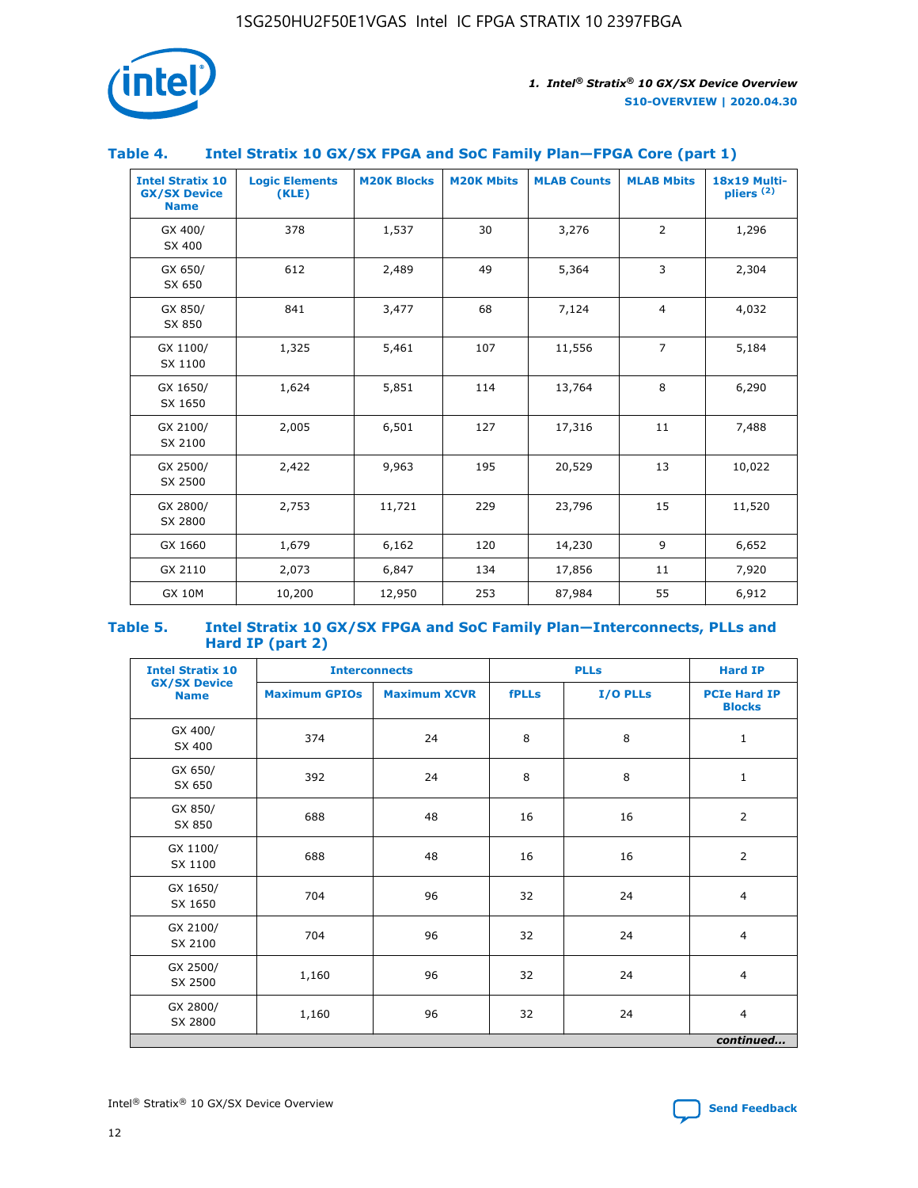## Table 4. Intel Stratix 10 GX/SX FPGA and SoC Family Plan—FPGA Core (part 1)

| Intel Stratix 10 GX/SX Device Name | Logic Elements (KLE) | M20K Blocks | M20K Mbits | MLAB Counts | MLAB Mbits | 18x19 Multi-pliers [(2)] |
|---|---|---|---|---|---|---|
| GX 400/ SX 400 | 378 | 1,537 | 30 | 3,276 | 2 | 1,296 |
| GX 650/ SX 650 | 612 | 2,489 | 49 | 5,364 | 3 | 2,304 |
| GX 850/ SX 850 | 841 | 3,477 | 68 | 7,124 | 4 | 4,032 |
| GX 1100/ SX 1100 | 1,325 | 5,461 | 107 | 11,556 | 7 | 5,184 |
| GX 1650/ SX 1650 | 1,624 | 5,851 | 114 | 13,764 | 8 | 6,290 |
| GX 2100/ SX 2100 | 2,005 | 6,501 | 127 | 17,316 | 11 | 7,488 |
| GX 2500/ SX 2500 | 2,422 | 9,963 | 195 | 20,529 | 13 | 10,022 |
| GX 2800/ SX 2800 | 2,753 | 11,721 | 229 | 23,796 | 15 | 11,520 |
| GX 1660 | 1,679 | 6,162 | 120 | 14,230 | 9 | 6,652 |
| GX 2110 | 2,073 | 6,847 | 134 | 17,856 | 11 | 7,920 |
| GX 10M | 10,200 | 12,950 | 253 | 87,984 | 55 | 6,912 |

## Table 5. Intel Stratix 10 GX/SX FPGA and SoC Family Plan—Interconnects, PLLs and Hard IP (part 2)

| Intel Stratix 10 GX/SX Device Name | Interconnects | | PLLs | | Hard IP |
|---|---|---|---|---|---|
| | Maximum GPIOs | Maximum XCVR | fPLLs | I/O PLLs | PCIe Hard IP Blocks |
| GX 400/ SX 400 | 374 | 24 | 8 | 8 | 1 |
| GX 650/ SX 650 | 392 | 24 | 8 | 8 | 1 |
| GX 850/ SX 850 | 688 | 48 | 16 | 16 | 2 |
| GX 1100/ SX 1100 | 688 | 48 | 16 | 16 | 2 |
| GX 1650/ SX 1650 | 704 | 96 | 32 | 24 | 4 |
| GX 2100/ SX 2100 | 704 | 96 | 32 | 24 | 4 |
| GX 2500/ SX 2500 | 1,160 | 96 | 32 | 24 | 4 |
| GX 2800/ SX 2800 | 1,160 | 96 | 32 | 24 | 4 |

*continued...*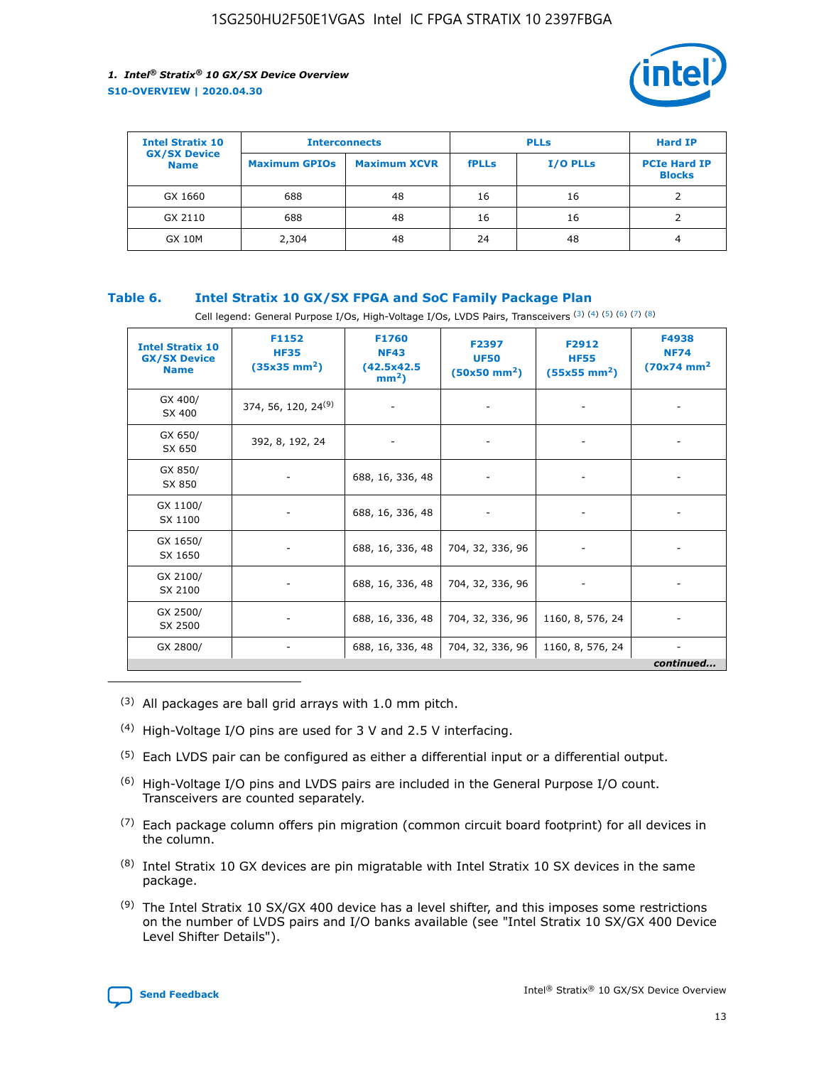| Intel Stratix 10 GX/SX Device Name | Interconnects | | PLLs | | Hard IP |
|---|---|---|---|---|---|
| | Maximum GPIOs | Maximum XCVR | fPLLs | I/O PLLs | PCIe Hard IP Blocks |
| GX 1660 | 688 | 48 | 16 | 16 | 2 |
| GX 2110 | 688 | 48 | 16 | 16 | 2 |
| GX 10M | 2,304 | 48 | 24 | 48 | 4 |

### Table 6. Intel Stratix 10 GX/SX FPGA and SoC Family Package Plan

Cell legend: General Purpose I/Os, High-Voltage I/Os, LVDS Pairs, Transceivers (3) (4) (5) (6) (7) (8)

| Intel Stratix 10 GX/SX Device Name | F1152 HF35 (35x35 mm$^2$) | F1760 NF43 (42.5x42.5 mm$^2$) | F2397 UF50 (50x50 mm$^2$) | F2912 HF55 (55x55 mm$^2$) | F4938 NF74 (70x74 mm$^2$ |
|---|---|---|---|---|---|
| GX 400/ SX 400 | 374, 56, 120, 24(9) | - | - | - | - |
| GX 650/ SX 650 | 392, 8, 192, 24 | - | - | - | - |
| GX 850/ SX 850 | - | 688, 16, 336, 48 | - | - | - |
| GX 1100/ SX 1100 | - | 688, 16, 336, 48 | - | - | - |
| GX 1650/ SX 1650 | - | 688, 16, 336, 48 | 704, 32, 336, 96 | - | - |
| GX 2100/ SX 2100 | - | 688, 16, 336, 48 | 704, 32, 336, 96 | - | - |
| GX 2500/ SX 2500 | - | 688, 16, 336, 48 | 704, 32, 336, 96 | 1160, 8, 576, 24 | - |
| GX 2800/ | - | 688, 16, 336, 48 | 704, 32, 336, 96 | 1160, 8, 576, 24 | - |

*continued...*

(3) All packages are ball grid arrays with 1.0 mm pitch.

(4) High-Voltage I/O pins are used for 3 V and 2.5 V interfacing.

(5) Each LVDS pair can be configured as either a differential input or a differential output.

(6) High-Voltage I/O pins and LVDS pairs are included in the General Purpose I/O count. Transceivers are counted separately.

(7) Each package column offers pin migration (common circuit board footprint) for all devices in the column.

(8) Intel Stratix 10 GX devices are pin migratable with Intel Stratix 10 SX devices in the same package.

(9) The Intel Stratix 10 SX/GX 400 device has a level shifter, and this imposes some restrictions on the number of LVDS pairs and I/O banks available (see "Intel Stratix 10 SX/GX 400 Device Level Shifter Details").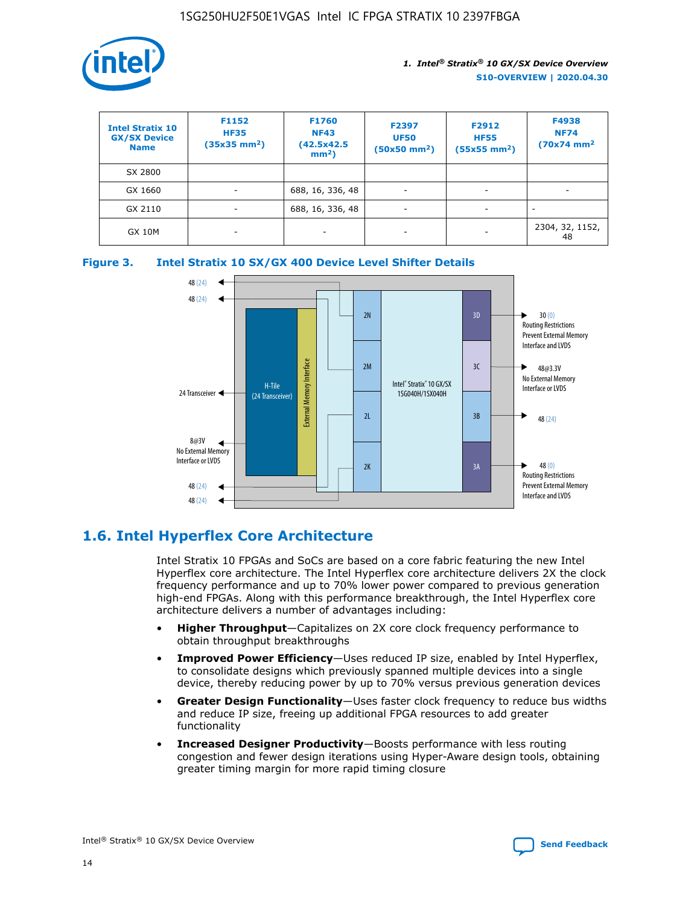| Intel Stratix 10 GX/SX Device Name | F1152 HF35 (35x35 mm²) | F1760 NF43 (42.5x42.5 mm²) | F2397 UF50 (50x50 mm²) | F2912 HF55 (55x55 mm²) | F4938 NF74 (70x74 mm² |
| --- | --- | --- | --- | --- | --- |
| SX 2800 | | | | | |
| GX 1660 | - | 688, 16, 336, 48 | - | - | - |
| GX 2110 | - | 688, 16, 336, 48 | - | - | - |
| GX 10M | - | - | - | - | 2304, 32, 1152, 48 |

**Figure 3. Intel Stratix 10 SX/GX 400 Device Level Shifter Details**

48 (24)
48 (24)
24 Transceiver
8@3V No External Memory Interface or LVDS
48 (24)
48 (24)
H-Tile (24 Transceiver)
External Memory Interface
2N
2M
2L
2K
Intel® Stratix® 10 GX/SX 1SG040H/1SX040H
3D
3C
3B
3A
30 (0) Routing Restrictions Prevent External Memory Interface and LVDS
48@3.3V No External Memory Interface or LVDS
48 (24)
48 (0) Routing Restrictions Prevent External Memory Interface and LVDS

## 1.6. Intel Hyperflex Core Architecture

Intel Stratix 10 FPGAs and SoCs are based on a core fabric featuring the new Intel Hyperflex core architecture. The Intel Hyperflex core architecture delivers 2X the clock frequency performance and up to 70% lower power compared to previous generation high-end FPGAs. Along with this performance breakthrough, the Intel Hyperflex core architecture delivers a number of advantages including:

- **Higher Throughput**—Capitalizes on 2X core clock frequency performance to obtain throughput breakthroughs
- **Improved Power Efficiency**—Uses reduced IP size, enabled by Intel Hyperflex, to consolidate designs which previously spanned multiple devices into a single device, thereby reducing power by up to 70% versus previous generation devices
- **Greater Design Functionality**—Uses faster clock frequency to reduce bus widths and reduce IP size, freeing up additional FPGA resources to add greater functionality
- **Increased Designer Productivity**—Boosts performance with less routing congestion and fewer design iterations using Hyper-Aware design tools, obtaining greater timing margin for more rapid timing closure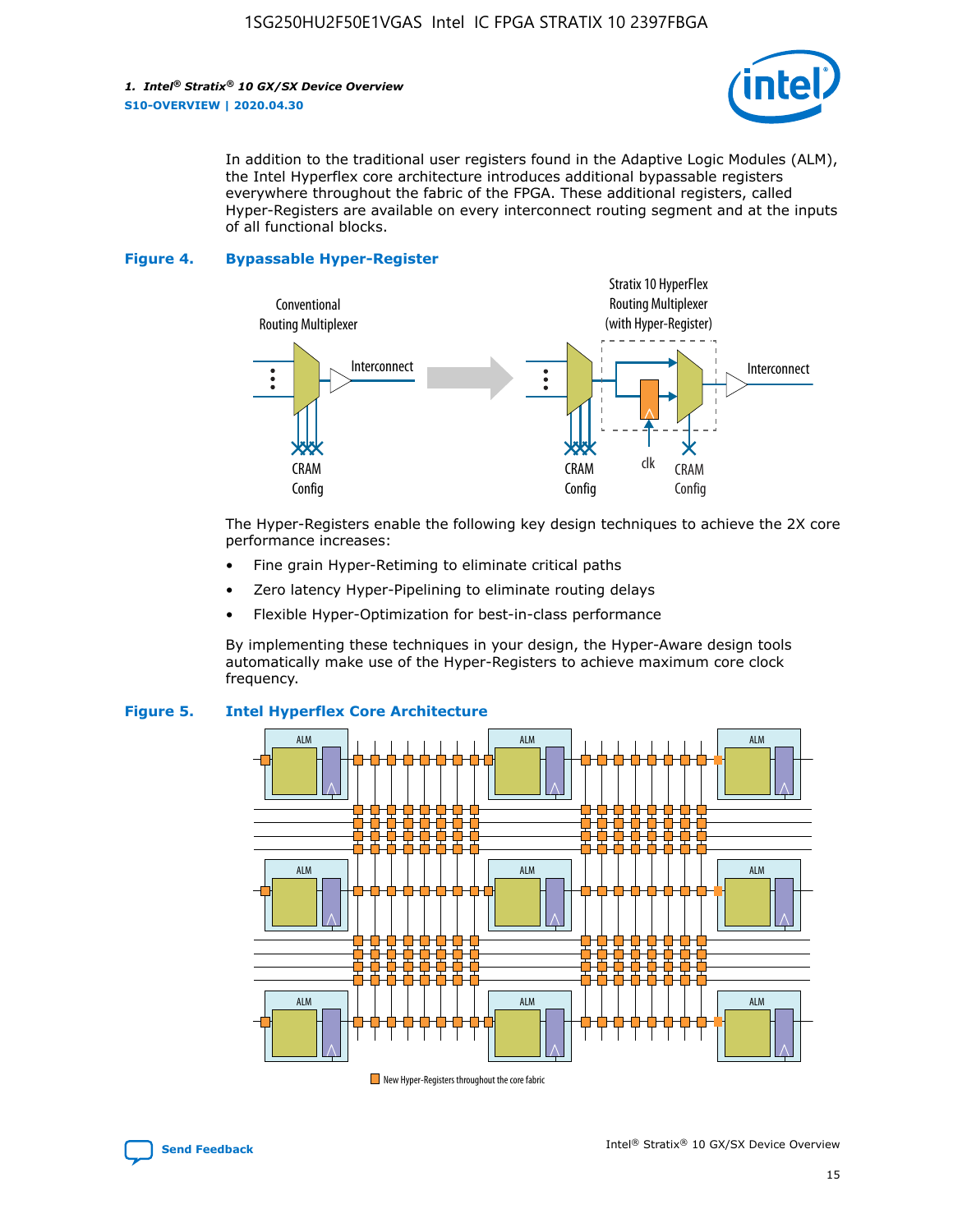In addition to the traditional user registers found in the Adaptive Logic Modules (ALM), the Intel Hyperflex core architecture introduces additional bypassable registers everywhere throughout the fabric of the FPGA. These additional registers, called Hyper-Registers are available on every interconnect routing segment and at the inputs of all functional blocks.

**Figure 4. Bypassable Hyper-Register**

The Hyper-Registers enable the following key design techniques to achieve the 2X core performance increases:

- Fine grain Hyper-Retiming to eliminate critical paths
- Zero latency Hyper-Pipelining to eliminate routing delays
- Flexible Hyper-Optimization for best-in-class performance

By implementing these techniques in your design, the Hyper-Aware design tools automatically make use of the Hyper-Registers to achieve maximum core clock frequency.

**Figure 5. Intel Hyperflex Core Architecture**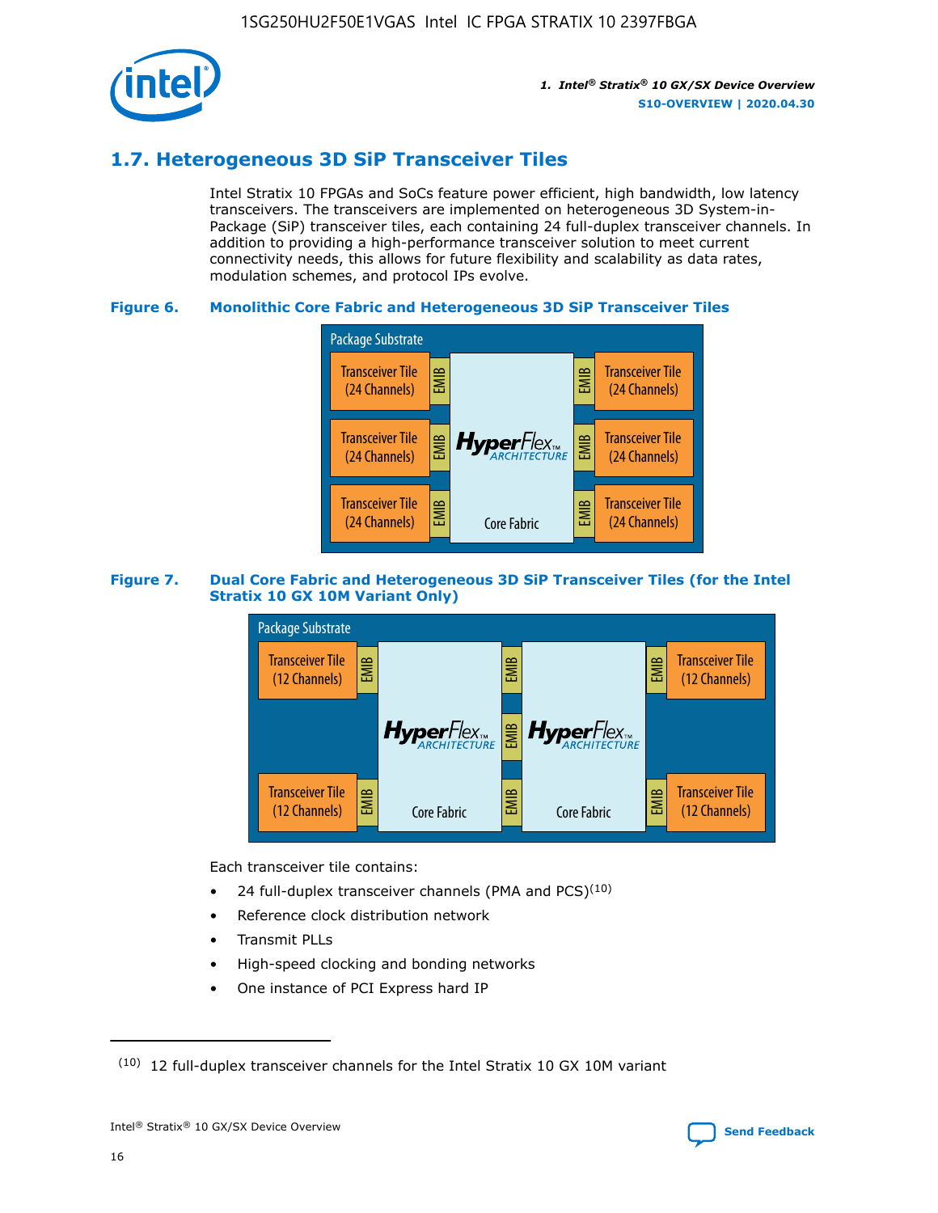## 1.7. Heterogeneous 3D SiP Transceiver Tiles

Intel Stratix 10 FPGAs and SoCs feature power efficient, high bandwidth, low latency transceivers. The transceivers are implemented on heterogeneous 3D System-in-Package (SiP) transceiver tiles, each containing 24 full-duplex transceiver channels. In addition to providing a high-performance transceiver solution to meet current connectivity needs, this allows for future flexibility and scalability as data rates, modulation schemes, and protocol IPs evolve.

**Figure 6. Monolithic Core Fabric and Heterogeneous 3D SiP Transceiver Tiles**

Package Substrate

Transceiver Tile (24 Channels) | EMIB | HyperFlex ARCHITECTURE Core Fabric | EMIB | Transceiver Tile (24 Channels)

Transceiver Tile (24 Channels) | EMIB | | EMIB | Transceiver Tile (24 Channels)

Transceiver Tile (24 Channels) | EMIB | | EMIB | Transceiver Tile (24 Channels)

**Figure 7. Dual Core Fabric and Heterogeneous 3D SiP Transceiver Tiles (for the Intel Stratix 10 GX 10M Variant Only)**

Package Substrate

Transceiver Tile (12 Channels) | EMIB | HyperFlex ARCHITECTURE Core Fabric | EMIB | HyperFlex ARCHITECTURE Core Fabric | EMIB | Transceiver Tile (12 Channels)

Transceiver Tile (12 Channels) | EMIB | | EMIB | | EMIB | Transceiver Tile (12 Channels)

Each transceiver tile contains:

- 24 full-duplex transceiver channels (PMA and PCS)[10]
- Reference clock distribution network
- Transmit PLLs
- High-speed clocking and bonding networks
- One instance of PCI Express hard IP

(10) 12 full-duplex transceiver channels for the Intel Stratix 10 GX 10M variant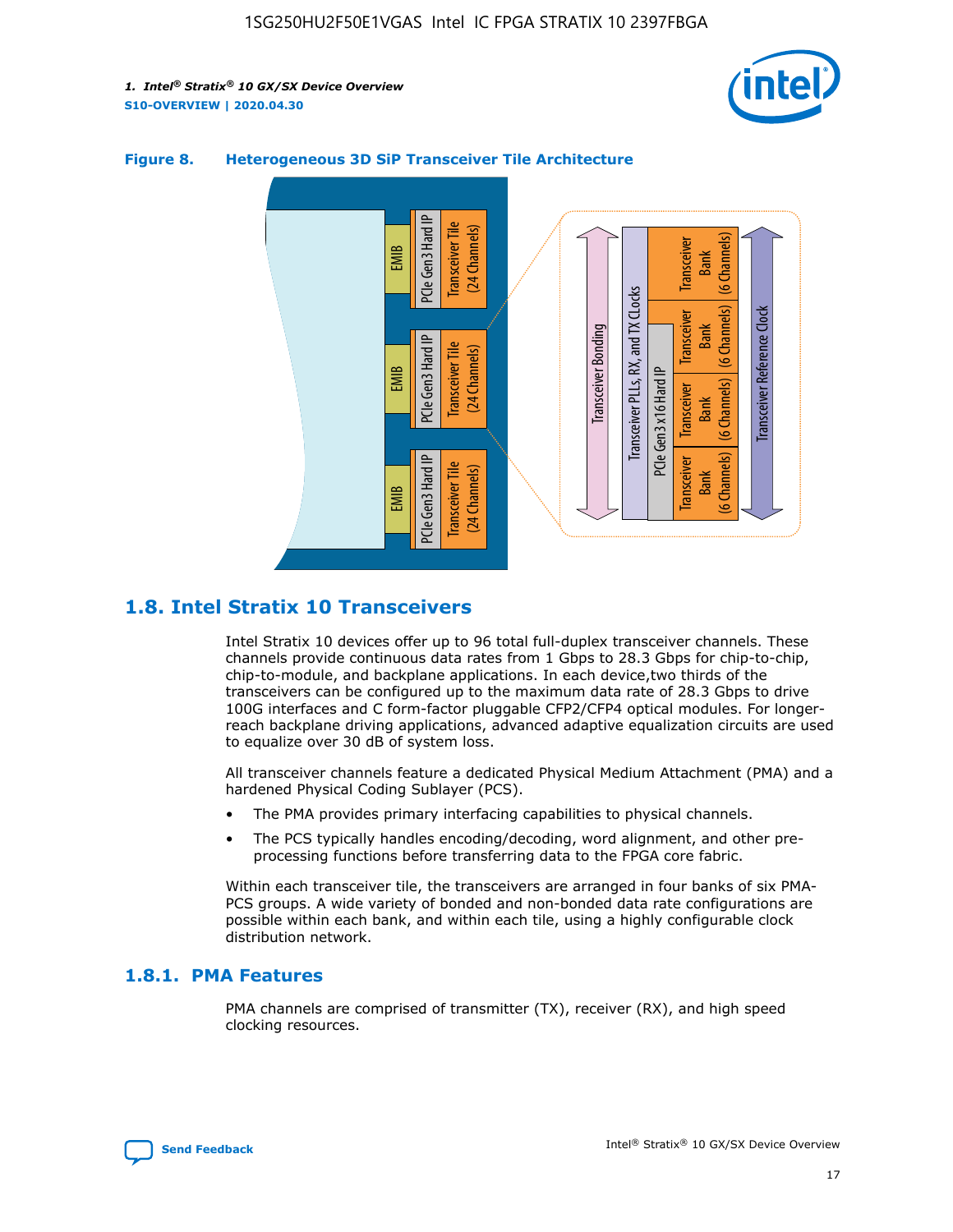**Figure 8. Heterogeneous 3D SiP Transceiver Tile Architecture**

## 1.8. Intel Stratix 10 Transceivers

Intel Stratix 10 devices offer up to 96 total full-duplex transceiver channels. These channels provide continuous data rates from 1 Gbps to 28.3 Gbps for chip-to-chip, chip-to-module, and backplane applications. In each device,two thirds of the transceivers can be configured up to the maximum data rate of 28.3 Gbps to drive 100G interfaces and C form-factor pluggable CFP2/CFP4 optical modules. For longer-reach backplane driving applications, advanced adaptive equalization circuits are used to equalize over 30 dB of system loss.

All transceiver channels feature a dedicated Physical Medium Attachment (PMA) and a hardened Physical Coding Sublayer (PCS).

- The PMA provides primary interfacing capabilities to physical channels.
- The PCS typically handles encoding/decoding, word alignment, and other pre-processing functions before transferring data to the FPGA core fabric.

Within each transceiver tile, the transceivers are arranged in four banks of six PMA-PCS groups. A wide variety of bonded and non-bonded data rate configurations are possible within each bank, and within each tile, using a highly configurable clock distribution network.

### 1.8.1. PMA Features

PMA channels are comprised of transmitter (TX), receiver (RX), and high speed clocking resources.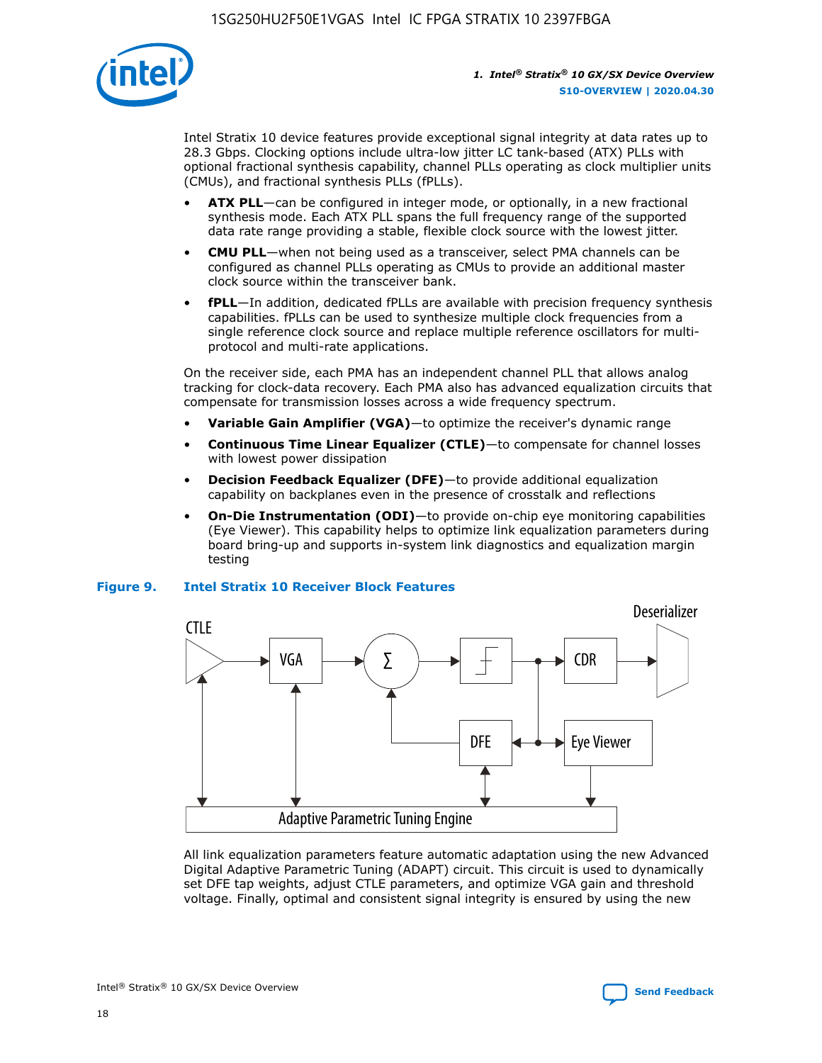Intel Stratix 10 device features provide exceptional signal integrity at data rates up to 28.3 Gbps. Clocking options include ultra-low jitter LC tank-based (ATX) PLLs with optional fractional synthesis capability, channel PLLs operating as clock multiplier units (CMUs), and fractional synthesis PLLs (fPLLs).

- **ATX PLL**—can be configured in integer mode, or optionally, in a new fractional synthesis mode. Each ATX PLL spans the full frequency range of the supported data rate range providing a stable, flexible clock source with the lowest jitter.
- **CMU PLL**—when not being used as a transceiver, select PMA channels can be configured as channel PLLs operating as CMUs to provide an additional master clock source within the transceiver bank.
- **fPLL**—In addition, dedicated fPLLs are available with precision frequency synthesis capabilities. fPLLs can be used to synthesize multiple clock frequencies from a single reference clock source and replace multiple reference oscillators for multi-protocol and multi-rate applications.

On the receiver side, each PMA has an independent channel PLL that allows analog tracking for clock-data recovery. Each PMA also has advanced equalization circuits that compensate for transmission losses across a wide frequency spectrum.

- **Variable Gain Amplifier (VGA)**—to optimize the receiver's dynamic range
- **Continuous Time Linear Equalizer (CTLE)**—to compensate for channel losses with lowest power dissipation
- **Decision Feedback Equalizer (DFE)**—to provide additional equalization capability on backplanes even in the presence of crosstalk and reflections
- **On-Die Instrumentation (ODI)**—to provide on-chip eye monitoring capabilities (Eye Viewer). This capability helps to optimize link equalization parameters during board bring-up and supports in-system link diagnostics and equalization margin testing

**Figure 9. Intel Stratix 10 Receiver Block Features**

All link equalization parameters feature automatic adaptation using the new Advanced Digital Adaptive Parametric Tuning (ADAPT) circuit. This circuit is used to dynamically set DFE tap weights, adjust CTLE parameters, and optimize VGA gain and threshold voltage. Finally, optimal and consistent signal integrity is ensured by using the new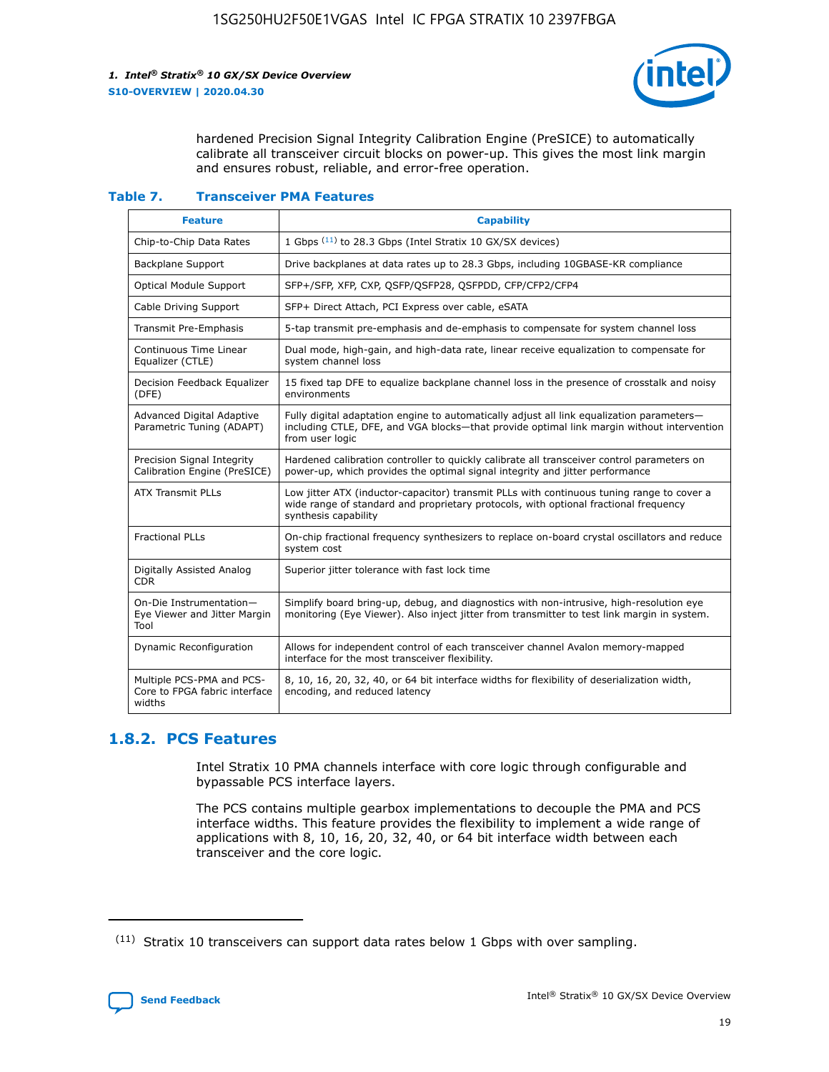hardened Precision Signal Integrity Calibration Engine (PreSICE) to automatically calibrate all transceiver circuit blocks on power-up. This gives the most link margin and ensures robust, reliable, and error-free operation.

**Table 7. Transceiver PMA Features**

| Feature | Capability |
|---|---|
| Chip-to-Chip Data Rates | 1 Gbps [11] to 28.3 Gbps (Intel Stratix 10 GX/SX devices) |
| Backplane Support | Drive backplanes at data rates up to 28.3 Gbps, including 10GBASE-KR compliance |
| Optical Module Support | SFP+/SFP, XFP, CXP, QSFP/QSFP28, QSFPDD, CFP/CFP2/CFP4 |
| Cable Driving Support | SFP+ Direct Attach, PCI Express over cable, eSATA |
| Transmit Pre-Emphasis | 5-tap transmit pre-emphasis and de-emphasis to compensate for system channel loss |
| Continuous Time Linear Equalizer (CTLE) | Dual mode, high-gain, and high-data rate, linear receive equalization to compensate for system channel loss |
| Decision Feedback Equalizer (DFE) | 15 fixed tap DFE to equalize backplane channel loss in the presence of crosstalk and noisy environments |
| Advanced Digital Adaptive Parametric Tuning (ADAPT) | Fully digital adaptation engine to automatically adjust all link equalization parameters—including CTLE, DFE, and VGA blocks—that provide optimal link margin without intervention from user logic |
| Precision Signal Integrity Calibration Engine (PreSICE) | Hardened calibration controller to quickly calibrate all transceiver control parameters on power-up, which provides the optimal signal integrity and jitter performance |
| ATX Transmit PLLs | Low jitter ATX (inductor-capacitor) transmit PLLs with continuous tuning range to cover a wide range of standard and proprietary protocols, with optional fractional frequency synthesis capability |
| Fractional PLLs | On-chip fractional frequency synthesizers to replace on-board crystal oscillators and reduce system cost |
| Digitally Assisted Analog CDR | Superior jitter tolerance with fast lock time |
| On-Die Instrumentation—Eye Viewer and Jitter Margin Tool | Simplify board bring-up, debug, and diagnostics with non-intrusive, high-resolution eye monitoring (Eye Viewer). Also inject jitter from transmitter to test link margin in system. |
| Dynamic Reconfiguration | Allows for independent control of each transceiver channel Avalon memory-mapped interface for the most transceiver flexibility. |
| Multiple PCS-PMA and PCS-Core to FPGA fabric interface widths | 8, 10, 16, 20, 32, 40, or 64 bit interface widths for flexibility of deserialization width, encoding, and reduced latency |

## 1.8.2. PCS Features

Intel Stratix 10 PMA channels interface with core logic through configurable and bypassable PCS interface layers.

The PCS contains multiple gearbox implementations to decouple the PMA and PCS interface widths. This feature provides the flexibility to implement a wide range of applications with 8, 10, 16, 20, 32, 40, or 64 bit interface width between each transceiver and the core logic.

[11] Stratix 10 transceivers can support data rates below 1 Gbps with over sampling.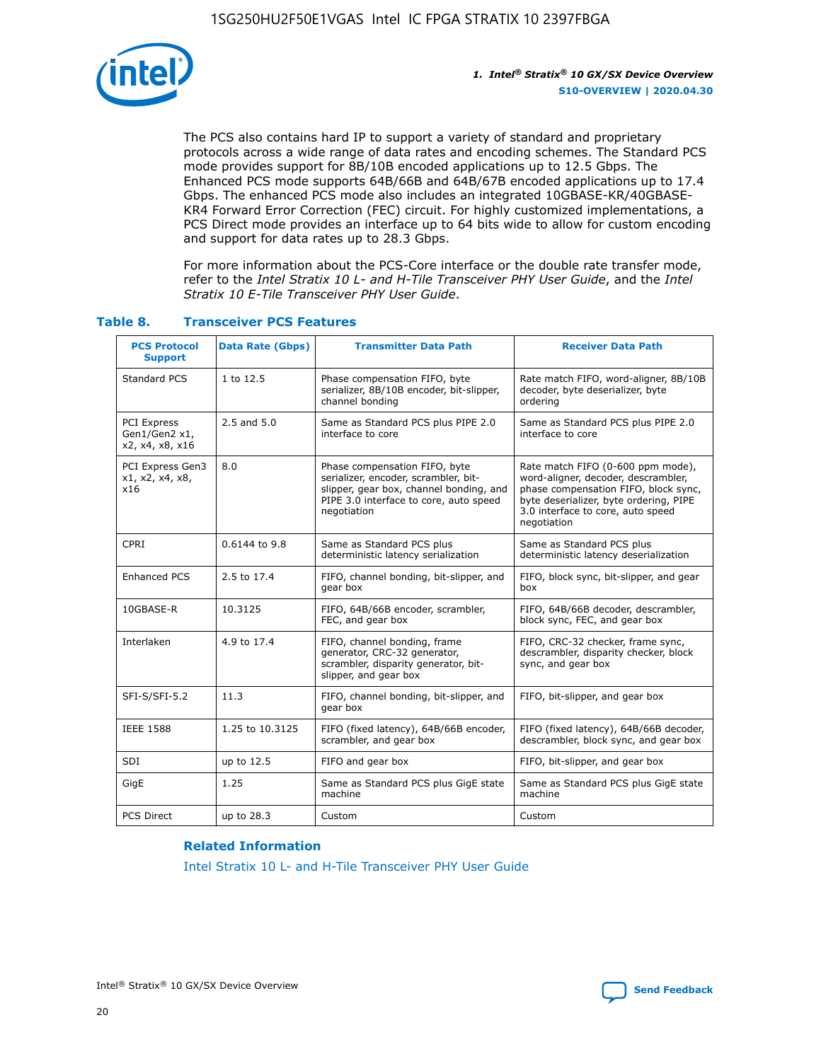The PCS also contains hard IP to support a variety of standard and proprietary protocols across a wide range of data rates and encoding schemes. The Standard PCS mode provides support for 8B/10B encoded applications up to 12.5 Gbps. The Enhanced PCS mode supports 64B/66B and 64B/67B encoded applications up to 17.4 Gbps. The enhanced PCS mode also includes an integrated 10GBASE-KR/40GBASE-KR4 Forward Error Correction (FEC) circuit. For highly customized implementations, a PCS Direct mode provides an interface up to 64 bits wide to allow for custom encoding and support for data rates up to 28.3 Gbps.

For more information about the PCS-Core interface or the double rate transfer mode, refer to the *Intel Stratix 10 L- and H-Tile Transceiver PHY User Guide*, and the *Intel Stratix 10 E-Tile Transceiver PHY User Guide*.

### Table 8. Transceiver PCS Features

| PCS Protocol Support | Data Rate (Gbps) | Transmitter Data Path | Receiver Data Path |
|---|---|---|---|
| Standard PCS | 1 to 12.5 | Phase compensation FIFO, byte serializer, 8B/10B encoder, bit-slipper, channel bonding | Rate match FIFO, word-aligner, 8B/10B decoder, byte deserializer, byte ordering |
| PCI Express Gen1/Gen2 x1, x2, x4, x8, x16 | 2.5 and 5.0 | Same as Standard PCS plus PIPE 2.0 interface to core | Same as Standard PCS plus PIPE 2.0 interface to core |
| PCI Express Gen3 x1, x2, x4, x8, x16 | 8.0 | Phase compensation FIFO, byte serializer, encoder, scrambler, bit-slipper, gear box, channel bonding, and PIPE 3.0 interface to core, auto speed negotiation | Rate match FIFO (0-600 ppm mode), word-aligner, decoder, descrambler, phase compensation FIFO, block sync, byte deserializer, byte ordering, PIPE 3.0 interface to core, auto speed negotiation |
| CPRI | 0.6144 to 9.8 | Same as Standard PCS plus deterministic latency serialization | Same as Standard PCS plus deterministic latency deserialization |
| Enhanced PCS | 2.5 to 17.4 | FIFO, channel bonding, bit-slipper, and gear box | FIFO, block sync, bit-slipper, and gear box |
| 10GBASE-R | 10.3125 | FIFO, 64B/66B encoder, scrambler, FEC, and gear box | FIFO, 64B/66B decoder, descrambler, block sync, FEC, and gear box |
| Interlaken | 4.9 to 17.4 | FIFO, channel bonding, frame generator, CRC-32 generator, scrambler, disparity generator, bit-slipper, and gear box | FIFO, CRC-32 checker, frame sync, descrambler, disparity checker, block sync, and gear box |
| SFI-S/SFI-5.2 | 11.3 | FIFO, channel bonding, bit-slipper, and gear box | FIFO, bit-slipper, and gear box |
| IEEE 1588 | 1.25 to 10.3125 | FIFO (fixed latency), 64B/66B encoder, scrambler, and gear box | FIFO (fixed latency), 64B/66B decoder, descrambler, block sync, and gear box |
| SDI | up to 12.5 | FIFO and gear box | FIFO, bit-slipper, and gear box |
| GigE | 1.25 | Same as Standard PCS plus GigE state machine | Same as Standard PCS plus GigE state machine |
| PCS Direct | up to 28.3 | Custom | Custom |

#### Related Information

Intel Stratix 10 L- and H-Tile Transceiver PHY User Guide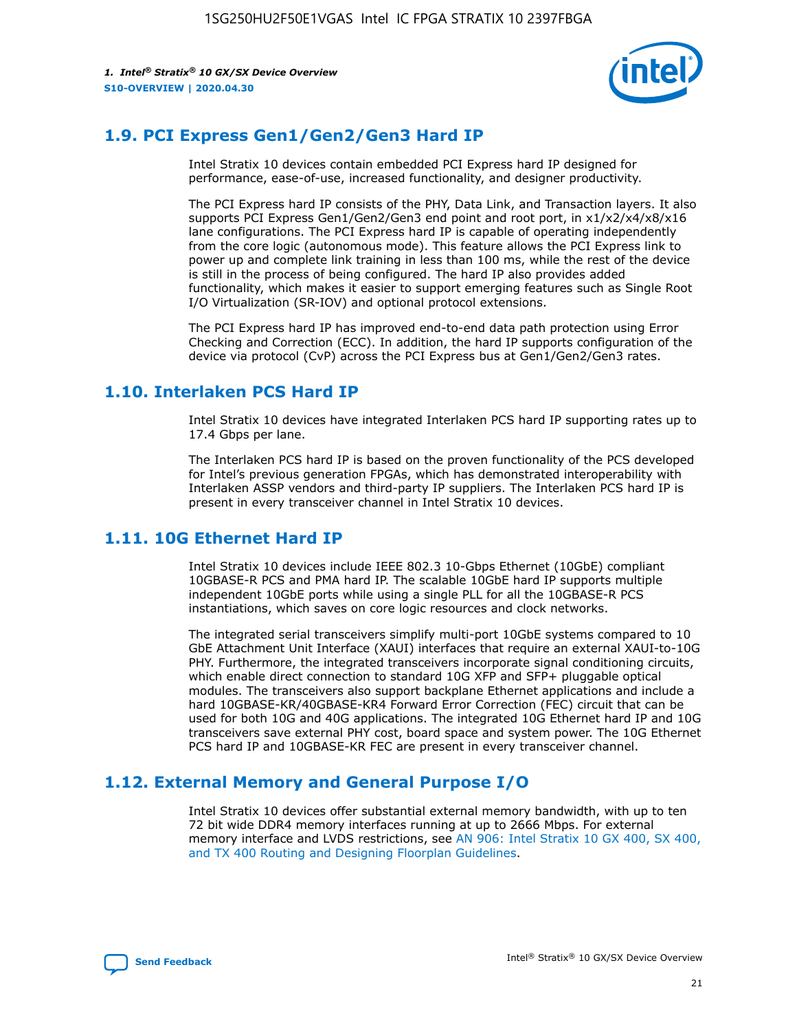## 1.9. PCI Express Gen1/Gen2/Gen3 Hard IP

Intel Stratix 10 devices contain embedded PCI Express hard IP designed for performance, ease-of-use, increased functionality, and designer productivity.

The PCI Express hard IP consists of the PHY, Data Link, and Transaction layers. It also supports PCI Express Gen1/Gen2/Gen3 end point and root port, in x1/x2/x4/x8/x16 lane configurations. The PCI Express hard IP is capable of operating independently from the core logic (autonomous mode). This feature allows the PCI Express link to power up and complete link training in less than 100 ms, while the rest of the device is still in the process of being configured. The hard IP also provides added functionality, which makes it easier to support emerging features such as Single Root I/O Virtualization (SR-IOV) and optional protocol extensions.

The PCI Express hard IP has improved end-to-end data path protection using Error Checking and Correction (ECC). In addition, the hard IP supports configuration of the device via protocol (CvP) across the PCI Express bus at Gen1/Gen2/Gen3 rates.

## 1.10. Interlaken PCS Hard IP

Intel Stratix 10 devices have integrated Interlaken PCS hard IP supporting rates up to 17.4 Gbps per lane.

The Interlaken PCS hard IP is based on the proven functionality of the PCS developed for Intel's previous generation FPGAs, which has demonstrated interoperability with Interlaken ASSP vendors and third-party IP suppliers. The Interlaken PCS hard IP is present in every transceiver channel in Intel Stratix 10 devices.

## 1.11. 10G Ethernet Hard IP

Intel Stratix 10 devices include IEEE 802.3 10-Gbps Ethernet (10GbE) compliant 10GBASE-R PCS and PMA hard IP. The scalable 10GbE hard IP supports multiple independent 10GbE ports while using a single PLL for all the 10GBASE-R PCS instantiations, which saves on core logic resources and clock networks.

The integrated serial transceivers simplify multi-port 10GbE systems compared to 10 GbE Attachment Unit Interface (XAUI) interfaces that require an external XAUI-to-10G PHY. Furthermore, the integrated transceivers incorporate signal conditioning circuits, which enable direct connection to standard 10G XFP and SFP+ pluggable optical modules. The transceivers also support backplane Ethernet applications and include a hard 10GBASE-KR/40GBASE-KR4 Forward Error Correction (FEC) circuit that can be used for both 10G and 40G applications. The integrated 10G Ethernet hard IP and 10G transceivers save external PHY cost, board space and system power. The 10G Ethernet PCS hard IP and 10GBASE-KR FEC are present in every transceiver channel.

## 1.12. External Memory and General Purpose I/O

Intel Stratix 10 devices offer substantial external memory bandwidth, with up to ten 72 bit wide DDR4 memory interfaces running at up to 2666 Mbps. For external memory interface and LVDS restrictions, see AN 906: Intel Stratix 10 GX 400, SX 400, and TX 400 Routing and Designing Floorplan Guidelines.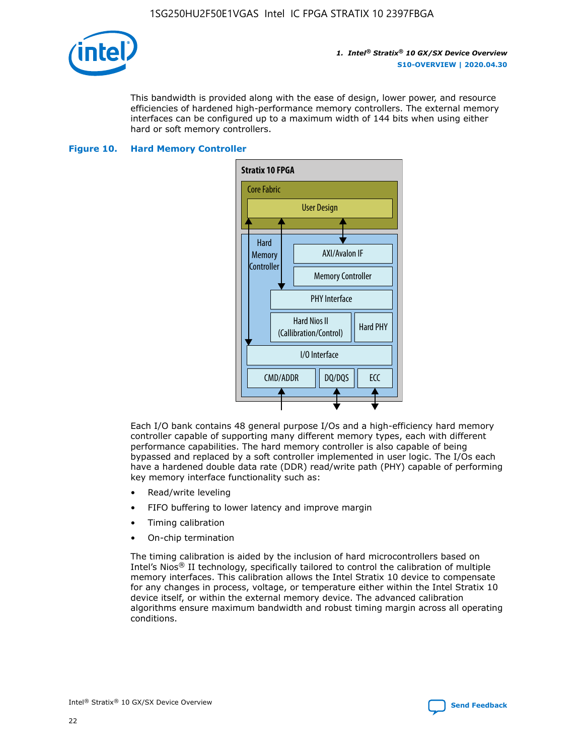This bandwidth is provided along with the ease of design, lower power, and resource efficiencies of hardened high-performance memory controllers. The external memory interfaces can be configured up to a maximum width of 144 bits when using either hard or soft memory controllers.

**Figure 10. Hard Memory Controller**

Each I/O bank contains 48 general purpose I/Os and a high-efficiency hard memory controller capable of supporting many different memory types, each with different performance capabilities. The hard memory controller is also capable of being bypassed and replaced by a soft controller implemented in user logic. The I/Os each have a hardened double data rate (DDR) read/write path (PHY) capable of performing key memory interface functionality such as:

- Read/write leveling
- FIFO buffering to lower latency and improve margin
- Timing calibration
- On-chip termination

The timing calibration is aided by the inclusion of hard microcontrollers based on Intel's Nios® II technology, specifically tailored to control the calibration of multiple memory interfaces. This calibration allows the Intel Stratix 10 device to compensate for any changes in process, voltage, or temperature either within the Intel Stratix 10 device itself, or within the external memory device. The advanced calibration algorithms ensure maximum bandwidth and robust timing margin across all operating conditions.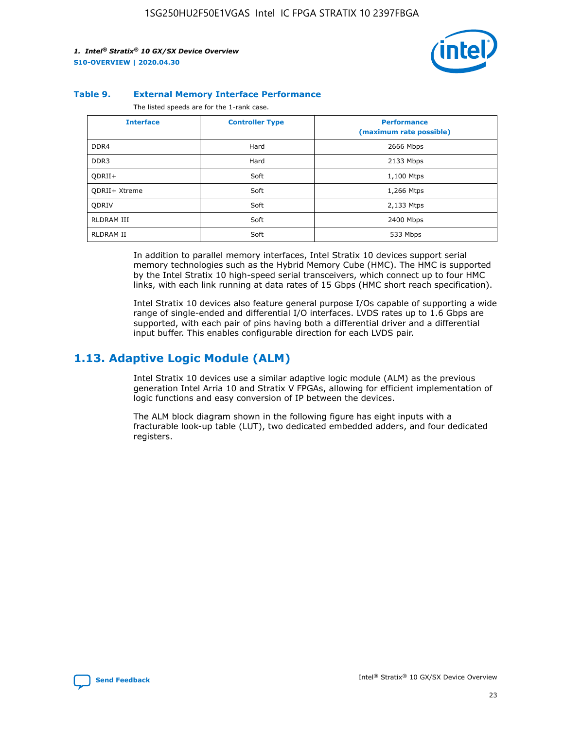**Table 9. External Memory Interface Performance**

The listed speeds are for the 1-rank case.

| Interface | Controller Type | Performance (maximum rate possible) |
|---|---|---|
| DDR4 | Hard | 2666 Mbps |
| DDR3 | Hard | 2133 Mbps |
| QDRII+ | Soft | 1,100 Mtps |
| QDRII+ Xtreme | Soft | 1,266 Mtps |
| QDRIV | Soft | 2,133 Mtps |
| RLDRAM III | Soft | 2400 Mbps |
| RLDRAM II | Soft | 533 Mbps |

In addition to parallel memory interfaces, Intel Stratix 10 devices support serial memory technologies such as the Hybrid Memory Cube (HMC). The HMC is supported by the Intel Stratix 10 high-speed serial transceivers, which connect up to four HMC links, with each link running at data rates of 15 Gbps (HMC short reach specification).

Intel Stratix 10 devices also feature general purpose I/Os capable of supporting a wide range of single-ended and differential I/O interfaces. LVDS rates up to 1.6 Gbps are supported, with each pair of pins having both a differential driver and a differential input buffer. This enables configurable direction for each LVDS pair.

## 1.13. Adaptive Logic Module (ALM)

Intel Stratix 10 devices use a similar adaptive logic module (ALM) as the previous generation Intel Arria 10 and Stratix V FPGAs, allowing for efficient implementation of logic functions and easy conversion of IP between the devices.

The ALM block diagram shown in the following figure has eight inputs with a fracturable look-up table (LUT), two dedicated embedded adders, and four dedicated registers.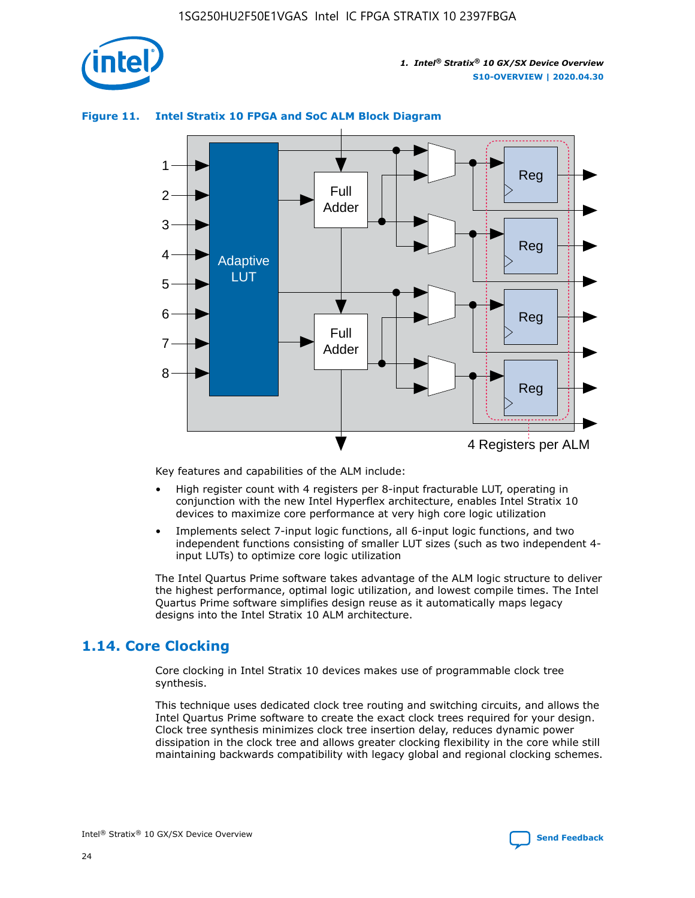**Figure 11. Intel Stratix 10 FPGA and SoC ALM Block Diagram**

Key features and capabilities of the ALM include:

- High register count with 4 registers per 8-input fracturable LUT, operating in conjunction with the new Intel Hyperflex architecture, enables Intel Stratix 10 devices to maximize core performance at very high core logic utilization
- Implements select 7-input logic functions, all 6-input logic functions, and two independent functions consisting of smaller LUT sizes (such as two independent 4-input LUTs) to optimize core logic utilization

The Intel Quartus Prime software takes advantage of the ALM logic structure to deliver the highest performance, optimal logic utilization, and lowest compile times. The Intel Quartus Prime software simplifies design reuse as it automatically maps legacy designs into the Intel Stratix 10 ALM architecture.

## 1.14. Core Clocking

Core clocking in Intel Stratix 10 devices makes use of programmable clock tree synthesis.

This technique uses dedicated clock tree routing and switching circuits, and allows the Intel Quartus Prime software to create the exact clock trees required for your design. Clock tree synthesis minimizes clock tree insertion delay, reduces dynamic power dissipation in the clock tree and allows greater clocking flexibility in the core while still maintaining backwards compatibility with legacy global and regional clocking schemes.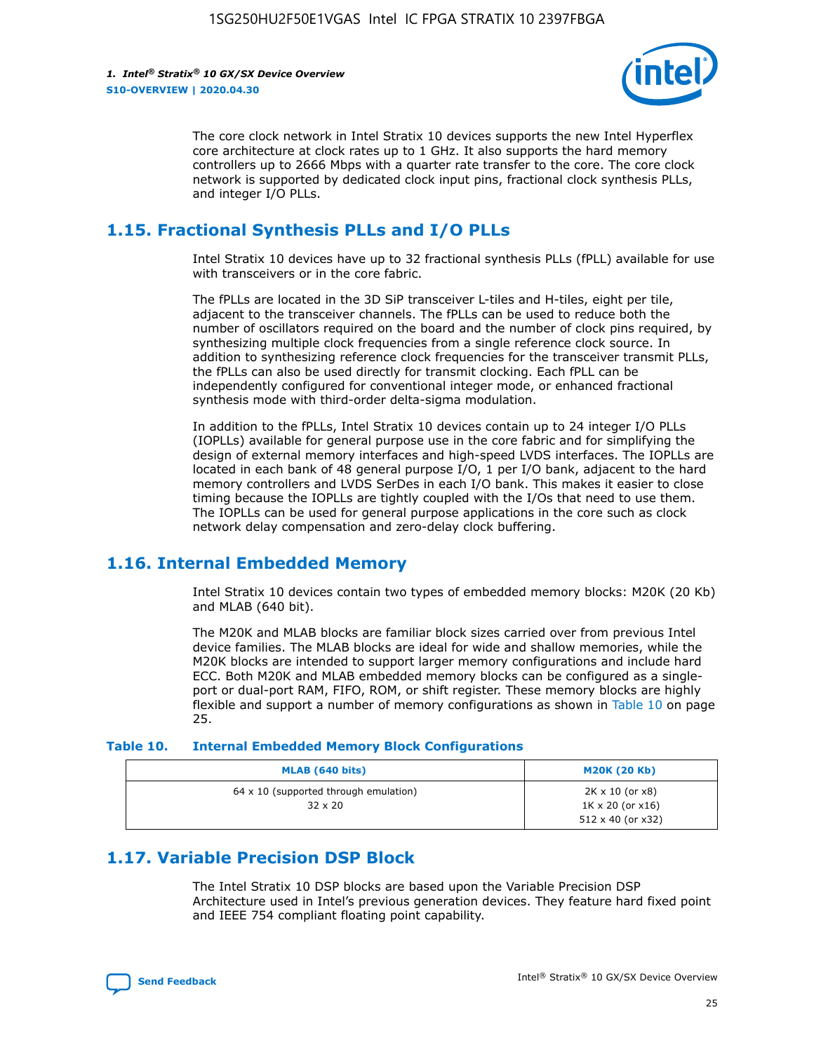The core clock network in Intel Stratix 10 devices supports the new Intel Hyperflex core architecture at clock rates up to 1 GHz. It also supports the hard memory controllers up to 2666 Mbps with a quarter rate transfer to the core. The core clock network is supported by dedicated clock input pins, fractional clock synthesis PLLs, and integer I/O PLLs.

## 1.15. Fractional Synthesis PLLs and I/O PLLs

Intel Stratix 10 devices have up to 32 fractional synthesis PLLs (fPLL) available for use with transceivers or in the core fabric.

The fPLLs are located in the 3D SiP transceiver L-tiles and H-tiles, eight per tile, adjacent to the transceiver channels. The fPLLs can be used to reduce both the number of oscillators required on the board and the number of clock pins required, by synthesizing multiple clock frequencies from a single reference clock source. In addition to synthesizing reference clock frequencies for the transceiver transmit PLLs, the fPLLs can also be used directly for transmit clocking. Each fPLL can be independently configured for conventional integer mode, or enhanced fractional synthesis mode with third-order delta-sigma modulation.

In addition to the fPLLs, Intel Stratix 10 devices contain up to 24 integer I/O PLLs (IOPLLs) available for general purpose use in the core fabric and for simplifying the design of external memory interfaces and high-speed LVDS interfaces. The IOPLLs are located in each bank of 48 general purpose I/O, 1 per I/O bank, adjacent to the hard memory controllers and LVDS SerDes in each I/O bank. This makes it easier to close timing because the IOPLLs are tightly coupled with the I/Os that need to use them. The IOPLLs can be used for general purpose applications in the core such as clock network delay compensation and zero-delay clock buffering.

## 1.16. Internal Embedded Memory

Intel Stratix 10 devices contain two types of embedded memory blocks: M20K (20 Kb) and MLAB (640 bit).

The M20K and MLAB blocks are familiar block sizes carried over from previous Intel device families. The MLAB blocks are ideal for wide and shallow memories, while the M20K blocks are intended to support larger memory configurations and include hard ECC. Both M20K and MLAB embedded memory blocks can be configured as a single-port or dual-port RAM, FIFO, ROM, or shift register. These memory blocks are highly flexible and support a number of memory configurations as shown in Table 10 on page 25.

**Table 10. Internal Embedded Memory Block Configurations**

| MLAB (640 bits) | M20K (20 Kb) |
|---|---|
| 64 x 10 (supported through emulation)<br>32 x 20 | 2K x 10 (or x8)<br>1K x 20 (or x16)<br>512 x 40 (or x32) |

## 1.17. Variable Precision DSP Block

The Intel Stratix 10 DSP blocks are based upon the Variable Precision DSP Architecture used in Intel's previous generation devices. They feature hard fixed point and IEEE 754 compliant floating point capability.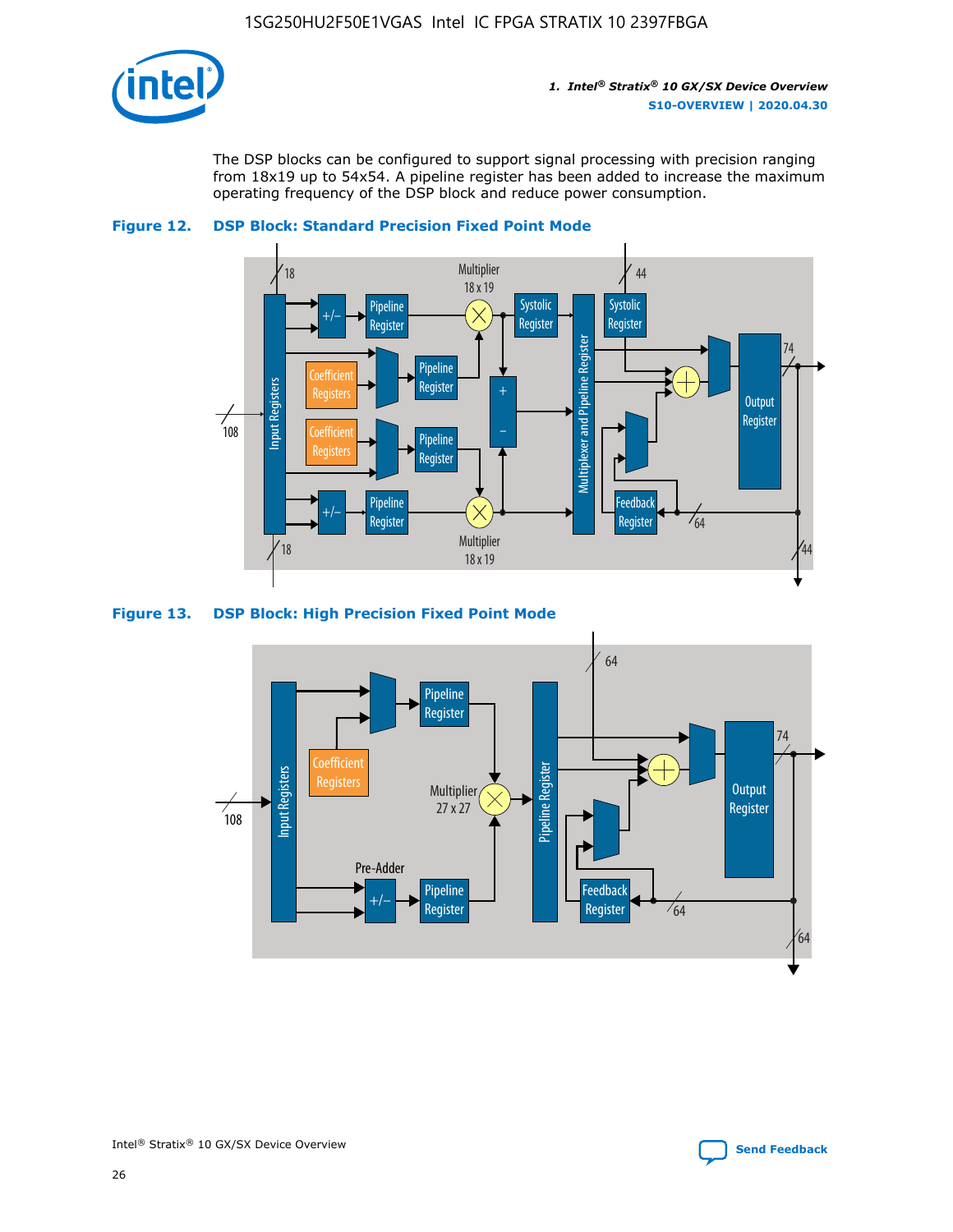The DSP blocks can be configured to support signal processing with precision ranging from 18x19 up to 54x54. A pipeline register has been added to increase the maximum operating frequency of the DSP block and reduce power consumption.

**Figure 12. DSP Block: Standard Precision Fixed Point Mode**

**Figure 13. DSP Block: High Precision Fixed Point Mode**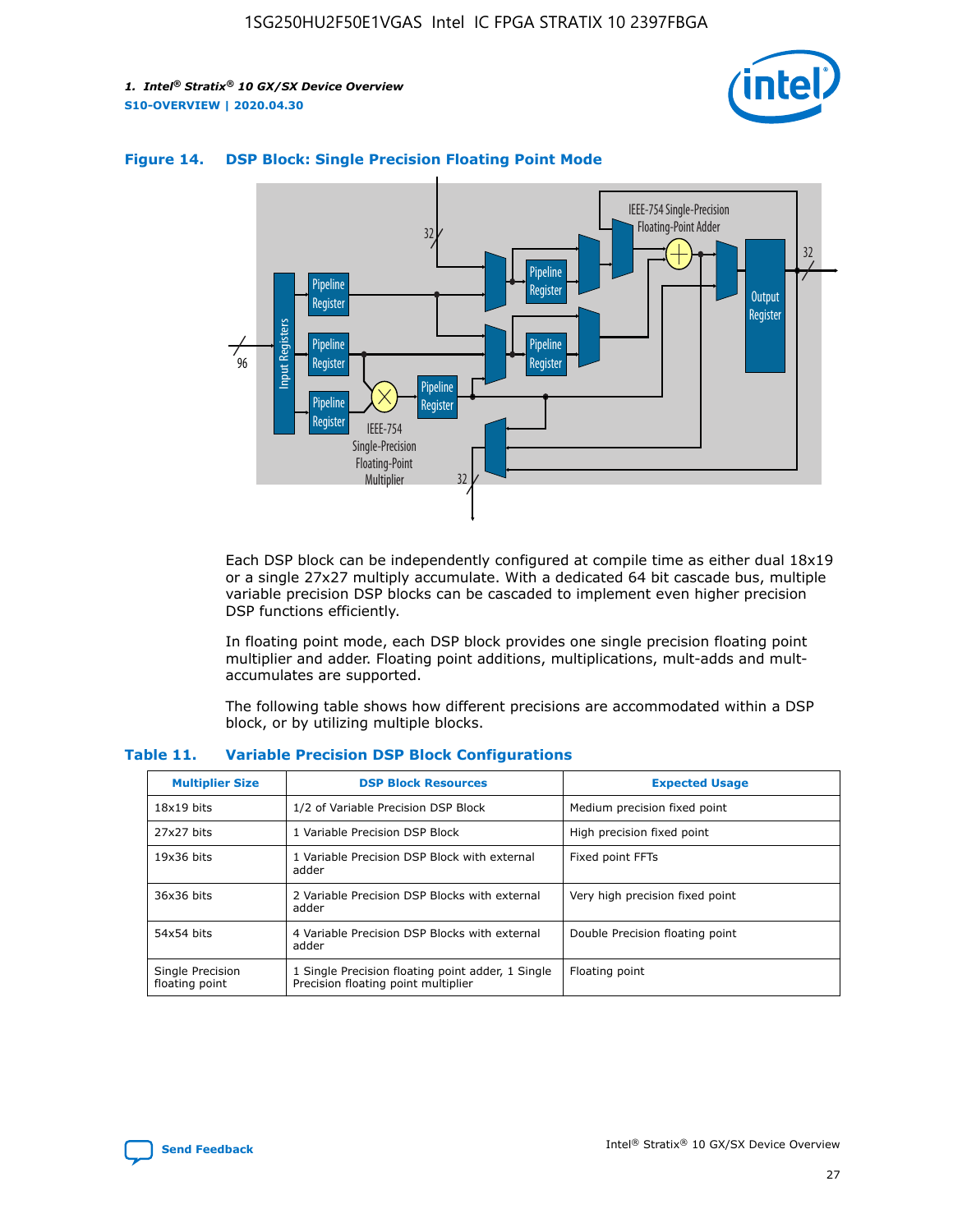**Figure 14. DSP Block: Single Precision Floating Point Mode**

Each DSP block can be independently configured at compile time as either dual 18x19 or a single 27x27 multiply accumulate. With a dedicated 64 bit cascade bus, multiple variable precision DSP blocks can be cascaded to implement even higher precision DSP functions efficiently.

In floating point mode, each DSP block provides one single precision floating point multiplier and adder. Floating point additions, multiplications, mult-adds and mult-accumulates are supported.

The following table shows how different precisions are accommodated within a DSP block, or by utilizing multiple blocks.

**Table 11. Variable Precision DSP Block Configurations**

| Multiplier Size | DSP Block Resources | Expected Usage |
|---|---|---|
| 18x19 bits | 1/2 of Variable Precision DSP Block | Medium precision fixed point |
| 27x27 bits | 1 Variable Precision DSP Block | High precision fixed point |
| 19x36 bits | 1 Variable Precision DSP Block with external adder | Fixed point FFTs |
| 36x36 bits | 2 Variable Precision DSP Blocks with external adder | Very high precision fixed point |
| 54x54 bits | 4 Variable Precision DSP Blocks with external adder | Double Precision floating point |
| Single Precision floating point | 1 Single Precision floating point adder, 1 Single Precision floating point multiplier | Floating point |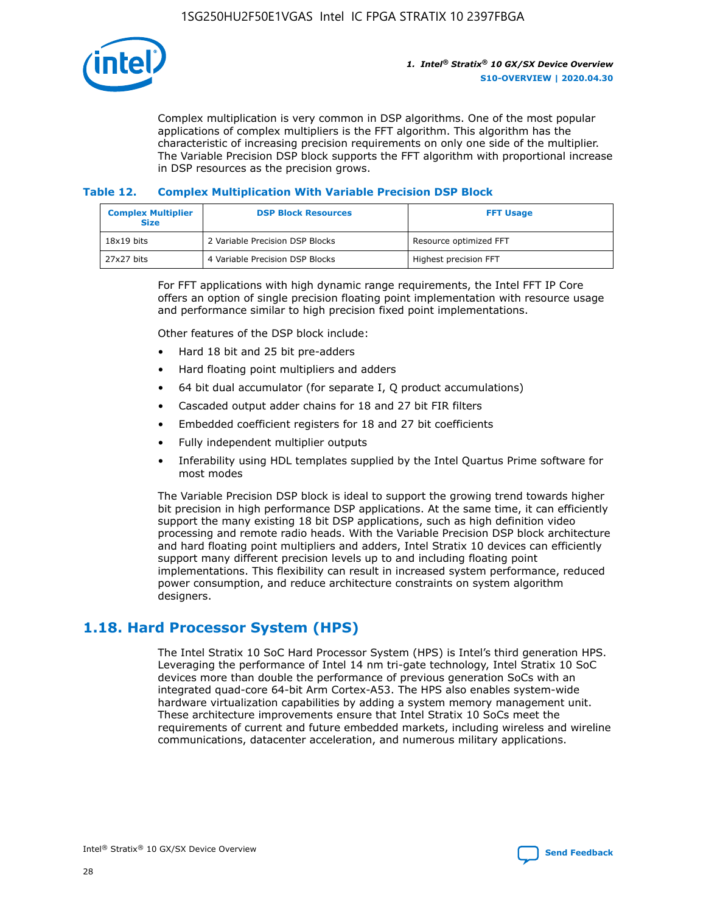Complex multiplication is very common in DSP algorithms. One of the most popular applications of complex multipliers is the FFT algorithm. This algorithm has the characteristic of increasing precision requirements on only one side of the multiplier. The Variable Precision DSP block supports the FFT algorithm with proportional increase in DSP resources as the precision grows.

### Table 12. Complex Multiplication With Variable Precision DSP Block

| Complex Multiplier Size | DSP Block Resources | FFT Usage |
| --- | --- | --- |
| 18x19 bits | 2 Variable Precision DSP Blocks | Resource optimized FFT |
| 27x27 bits | 4 Variable Precision DSP Blocks | Highest precision FFT |

For FFT applications with high dynamic range requirements, the Intel FFT IP Core offers an option of single precision floating point implementation with resource usage and performance similar to high precision fixed point implementations.

Other features of the DSP block include:

- Hard 18 bit and 25 bit pre-adders
- Hard floating point multipliers and adders
- 64 bit dual accumulator (for separate I, Q product accumulations)
- Cascaded output adder chains for 18 and 27 bit FIR filters
- Embedded coefficient registers for 18 and 27 bit coefficients
- Fully independent multiplier outputs
- Inferability using HDL templates supplied by the Intel Quartus Prime software for most modes

The Variable Precision DSP block is ideal to support the growing trend towards higher bit precision in high performance DSP applications. At the same time, it can efficiently support the many existing 18 bit DSP applications, such as high definition video processing and remote radio heads. With the Variable Precision DSP block architecture and hard floating point multipliers and adders, Intel Stratix 10 devices can efficiently support many different precision levels up to and including floating point implementations. This flexibility can result in increased system performance, reduced power consumption, and reduce architecture constraints on system algorithm designers.

## 1.18. Hard Processor System (HPS)

The Intel Stratix 10 SoC Hard Processor System (HPS) is Intel's third generation HPS. Leveraging the performance of Intel 14 nm tri-gate technology, Intel Stratix 10 SoC devices more than double the performance of previous generation SoCs with an integrated quad-core 64-bit Arm Cortex-A53. The HPS also enables system-wide hardware virtualization capabilities by adding a system memory management unit. These architecture improvements ensure that Intel Stratix 10 SoCs meet the requirements of current and future embedded markets, including wireless and wireline communications, datacenter acceleration, and numerous military applications.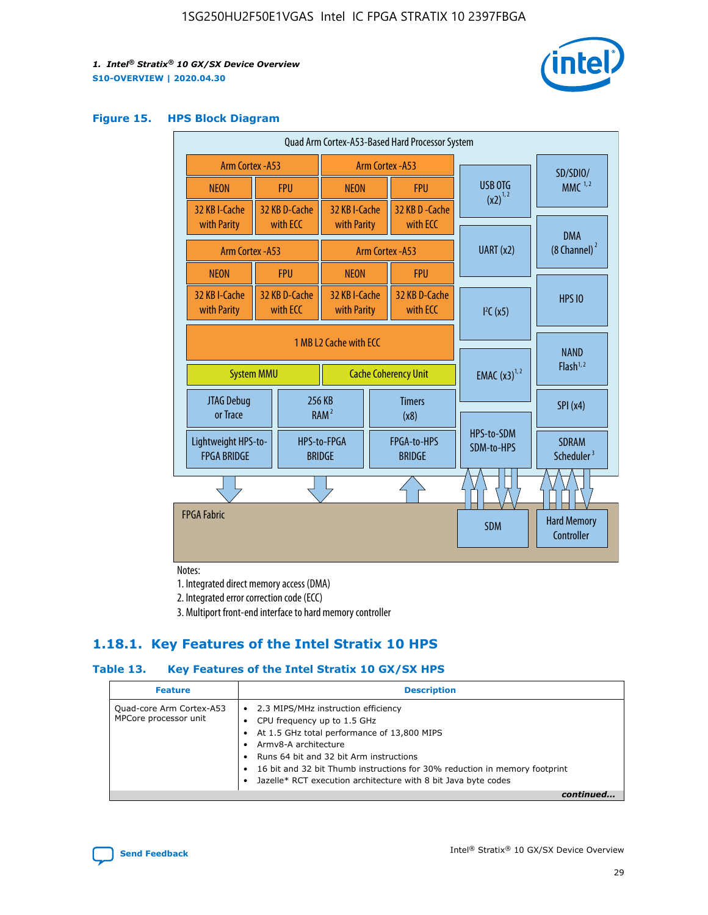**Figure 15. HPS Block Diagram**

Quad Arm Cortex-A53-Based Hard Processor System

| Arm Cortex -A53 | | Arm Cortex -A53 | |
|---|---|---|---|
| NEON | FPU | NEON | FPU |
| 32 KB I-Cache with Parity | 32 KB D-Cache with ECC | 32 KB I-Cache with Parity | 32 KB D-Cache with ECC |

| Arm Cortex -A53 | | Arm Cortex -A53 | |
|---|---|---|---|
| NEON | FPU | NEON | FPU |
| 32 KB I-Cache with Parity | 32 KB D-Cache with ECC | 32 KB I-Cache with Parity | 32 KB D-Cache with ECC |

1 MB L2 Cache with ECC

System MMU | Cache Coherency Unit

JTAG Debug or Trace | 256 KB RAM [2] | Timers (x8)

Lightweight HPS-to-FPGA BRIDGE | HPS-to-FPGA BRIDGE | FPGA-to-HPS BRIDGE

USB OTG (x2) [1,2] | UART (x2) | I²C (x5) | EMAC (x3) [1,2] | HPS-to-SDM SDM-to-HPS

SD/SDIO/MMC [1,2] | DMA (8 Channel) [2] | HPS IO | NAND Flash [1,2] | SPI (x4) | SDRAM Scheduler [3]

FPGA Fabric | SDM | Hard Memory Controller

Notes:
1. Integrated direct memory access (DMA)
2. Integrated error correction code (ECC)
3. Multiport front-end interface to hard memory controller

## 1.18.1. Key Features of the Intel Stratix 10 HPS

**Table 13. Key Features of the Intel Stratix 10 GX/SX HPS**

| Feature | Description |
|---|---|
| Quad-core Arm Cortex-A53 MPCore processor unit | • 2.3 MIPS/MHz instruction efficiency<br>• CPU frequency up to 1.5 GHz<br>• At 1.5 GHz total performance of 13,800 MIPS<br>• Armv8-A architecture<br>• Runs 64 bit and 32 bit Arm instructions<br>• 16 bit and 32 bit Thumb instructions for 30% reduction in memory footprint<br>• Jazelle* RCT execution architecture with 8 bit Java byte codes |

*continued...*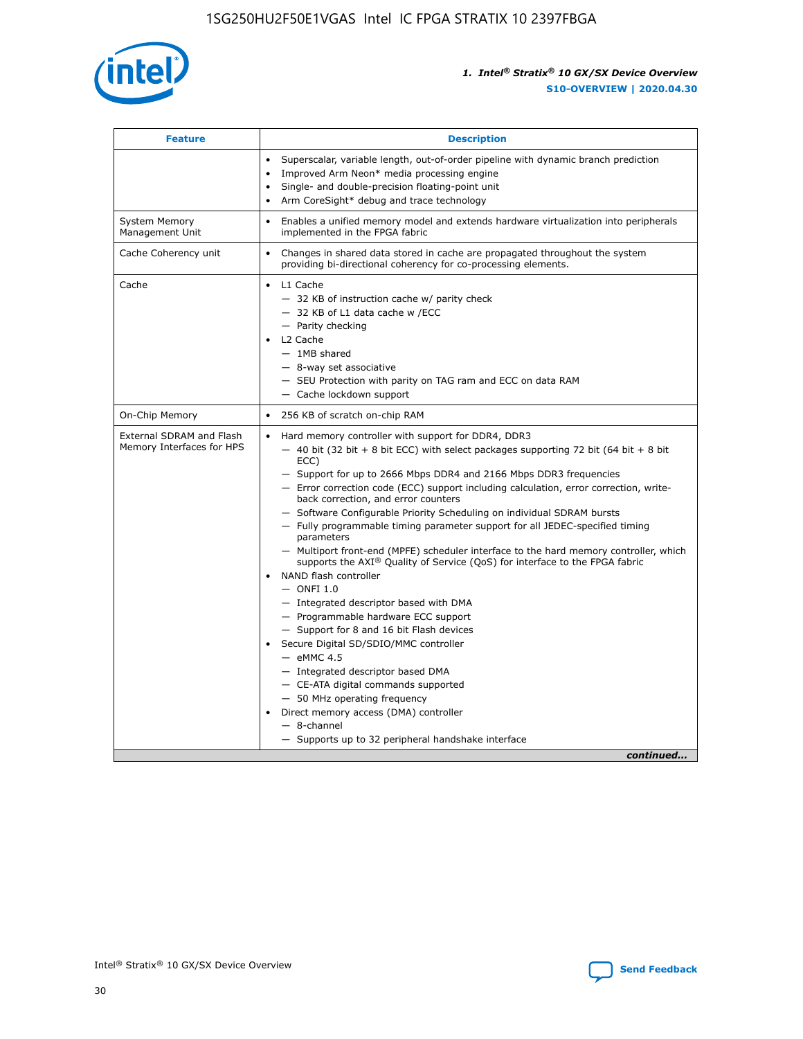| Feature | Description |
| --- | --- |
| | • Superscalar, variable length, out-of-order pipeline with dynamic branch prediction<br>• Improved Arm Neon* media processing engine<br>• Single- and double-precision floating-point unit<br>• Arm CoreSight* debug and trace technology |
| System Memory Management Unit | • Enables a unified memory model and extends hardware virtualization into peripherals implemented in the FPGA fabric |
| Cache Coherency unit | • Changes in shared data stored in cache are propagated throughout the system providing bi-directional coherency for co-processing elements. |
| Cache | • L1 Cache<br>— 32 KB of instruction cache w/ parity check<br>— 32 KB of L1 data cache w /ECC<br>— Parity checking<br>• L2 Cache<br>— 1MB shared<br>— 8-way set associative<br>— SEU Protection with parity on TAG ram and ECC on data RAM<br>— Cache lockdown support |
| On-Chip Memory | • 256 KB of scratch on-chip RAM |
| External SDRAM and Flash Memory Interfaces for HPS | • Hard memory controller with support for DDR4, DDR3<br>— 40 bit (32 bit + 8 bit ECC) with select packages supporting 72 bit (64 bit + 8 bit ECC)<br>— Support for up to 2666 Mbps DDR4 and 2166 Mbps DDR3 frequencies<br>— Error correction code (ECC) support including calculation, error correction, write-back correction, and error counters<br>— Software Configurable Priority Scheduling on individual SDRAM bursts<br>— Fully programmable timing parameter support for all JEDEC-specified timing parameters<br>— Multiport front-end (MPFE) scheduler interface to the hard memory controller, which supports the AXI® Quality of Service (QoS) for interface to the FPGA fabric<br>• NAND flash controller<br>— ONFI 1.0<br>— Integrated descriptor based with DMA<br>— Programmable hardware ECC support<br>— Support for 8 and 16 bit Flash devices<br>• Secure Digital SD/SDIO/MMC controller<br>— eMMC 4.5<br>— Integrated descriptor based DMA<br>— CE-ATA digital commands supported<br>— 50 MHz operating frequency<br>• Direct memory access (DMA) controller<br>— 8-channel<br>— Supports up to 32 peripheral handshake interface |

*continued...*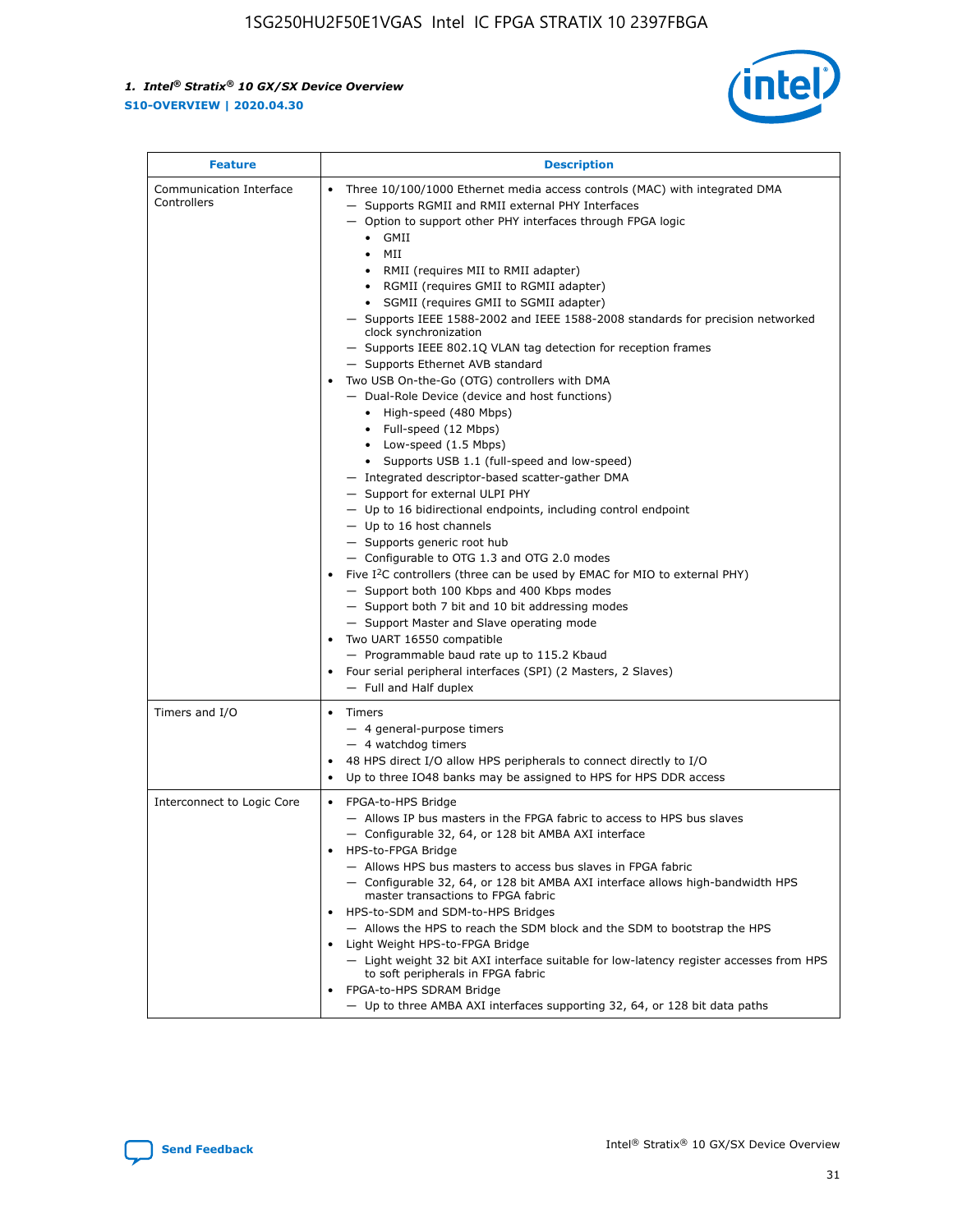| Feature | Description |
|---|---|
| Communication Interface Controllers | • Three 10/100/1000 Ethernet media access controls (MAC) with integrated DMA<br>— Supports RGMII and RMII external PHY Interfaces<br>— Option to support other PHY interfaces through FPGA logic<br>• GMII<br>• MII<br>• RMII (requires MII to RMII adapter)<br>• RGMII (requires GMII to RGMII adapter)<br>• SGMII (requires GMII to SGMII adapter)<br>— Supports IEEE 1588-2002 and IEEE 1588-2008 standards for precision networked clock synchronization<br>— Supports IEEE 802.1Q VLAN tag detection for reception frames<br>— Supports Ethernet AVB standard<br>• Two USB On-the-Go (OTG) controllers with DMA<br>— Dual-Role Device (device and host functions)<br>• High-speed (480 Mbps)<br>• Full-speed (12 Mbps)<br>• Low-speed (1.5 Mbps)<br>• Supports USB 1.1 (full-speed and low-speed)<br>— Integrated descriptor-based scatter-gather DMA<br>— Support for external ULPI PHY<br>— Up to 16 bidirectional endpoints, including control endpoint<br>— Up to 16 host channels<br>— Supports generic root hub<br>— Configurable to OTG 1.3 and OTG 2.0 modes<br>• Five I$^2$C controllers (three can be used by EMAC for MIO to external PHY)<br>— Support both 100 Kbps and 400 Kbps modes<br>— Support both 7 bit and 10 bit addressing modes<br>— Support Master and Slave operating mode<br>• Two UART 16550 compatible<br>— Programmable baud rate up to 115.2 Kbaud<br>• Four serial peripheral interfaces (SPI) (2 Masters, 2 Slaves)<br>— Full and Half duplex |
| Timers and I/O | • Timers<br>— 4 general-purpose timers<br>— 4 watchdog timers<br>• 48 HPS direct I/O allow HPS peripherals to connect directly to I/O<br>• Up to three IO48 banks may be assigned to HPS for HPS DDR access |
| Interconnect to Logic Core | • FPGA-to-HPS Bridge<br>— Allows IP bus masters in the FPGA fabric to access to HPS bus slaves<br>— Configurable 32, 64, or 128 bit AMBA AXI interface<br>• HPS-to-FPGA Bridge<br>— Allows HPS bus masters to access bus slaves in FPGA fabric<br>— Configurable 32, 64, or 128 bit AMBA AXI interface allows high-bandwidth HPS master transactions to FPGA fabric<br>• HPS-to-SDM and SDM-to-HPS Bridges<br>— Allows the HPS to reach the SDM block and the SDM to bootstrap the HPS<br>• Light Weight HPS-to-FPGA Bridge<br>— Light weight 32 bit AXI interface suitable for low-latency register accesses from HPS to soft peripherals in FPGA fabric<br>• FPGA-to-HPS SDRAM Bridge<br>— Up to three AMBA AXI interfaces supporting 32, 64, or 128 bit data paths |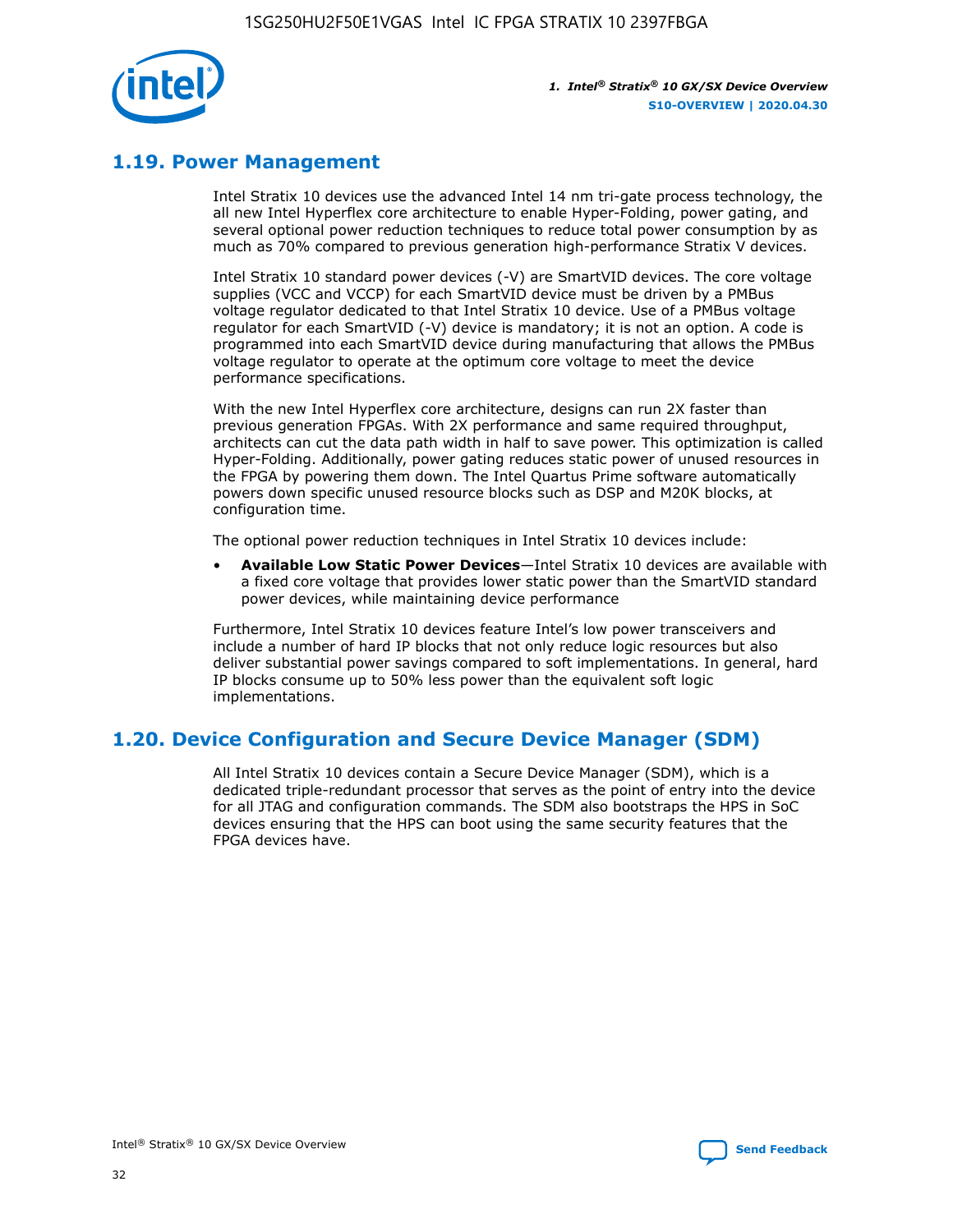## 1.19. Power Management

Intel Stratix 10 devices use the advanced Intel 14 nm tri-gate process technology, the all new Intel Hyperflex core architecture to enable Hyper-Folding, power gating, and several optional power reduction techniques to reduce total power consumption by as much as 70% compared to previous generation high-performance Stratix V devices.

Intel Stratix 10 standard power devices (-V) are SmartVID devices. The core voltage supplies (VCC and VCCP) for each SmartVID device must be driven by a PMBus voltage regulator dedicated to that Intel Stratix 10 device. Use of a PMBus voltage regulator for each SmartVID (-V) device is mandatory; it is not an option. A code is programmed into each SmartVID device during manufacturing that allows the PMBus voltage regulator to operate at the optimum core voltage to meet the device performance specifications.

With the new Intel Hyperflex core architecture, designs can run 2X faster than previous generation FPGAs. With 2X performance and same required throughput, architects can cut the data path width in half to save power. This optimization is called Hyper-Folding. Additionally, power gating reduces static power of unused resources in the FPGA by powering them down. The Intel Quartus Prime software automatically powers down specific unused resource blocks such as DSP and M20K blocks, at configuration time.

The optional power reduction techniques in Intel Stratix 10 devices include:

- **Available Low Static Power Devices**—Intel Stratix 10 devices are available with a fixed core voltage that provides lower static power than the SmartVID standard power devices, while maintaining device performance

Furthermore, Intel Stratix 10 devices feature Intel's low power transceivers and include a number of hard IP blocks that not only reduce logic resources but also deliver substantial power savings compared to soft implementations. In general, hard IP blocks consume up to 50% less power than the equivalent soft logic implementations.

## 1.20. Device Configuration and Secure Device Manager (SDM)

All Intel Stratix 10 devices contain a Secure Device Manager (SDM), which is a dedicated triple-redundant processor that serves as the point of entry into the device for all JTAG and configuration commands. The SDM also bootstraps the HPS in SoC devices ensuring that the HPS can boot using the same security features that the FPGA devices have.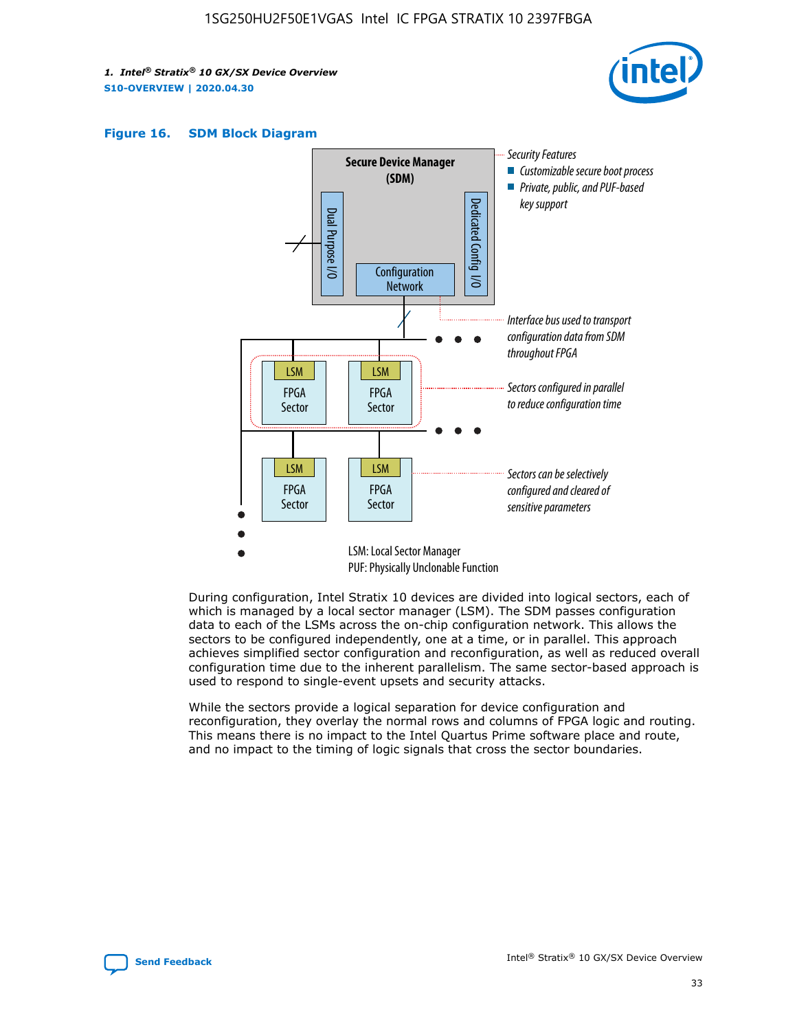**Figure 16. SDM Block Diagram**

During configuration, Intel Stratix 10 devices are divided into logical sectors, each of which is managed by a local sector manager (LSM). The SDM passes configuration data to each of the LSMs across the on-chip configuration network. This allows the sectors to be configured independently, one at a time, or in parallel. This approach achieves simplified sector configuration and reconfiguration, as well as reduced overall configuration time due to the inherent parallelism. The same sector-based approach is used to respond to single-event upsets and security attacks.

While the sectors provide a logical separation for device configuration and reconfiguration, they overlay the normal rows and columns of FPGA logic and routing. This means there is no impact to the Intel Quartus Prime software place and route, and no impact to the timing of logic signals that cross the sector boundaries.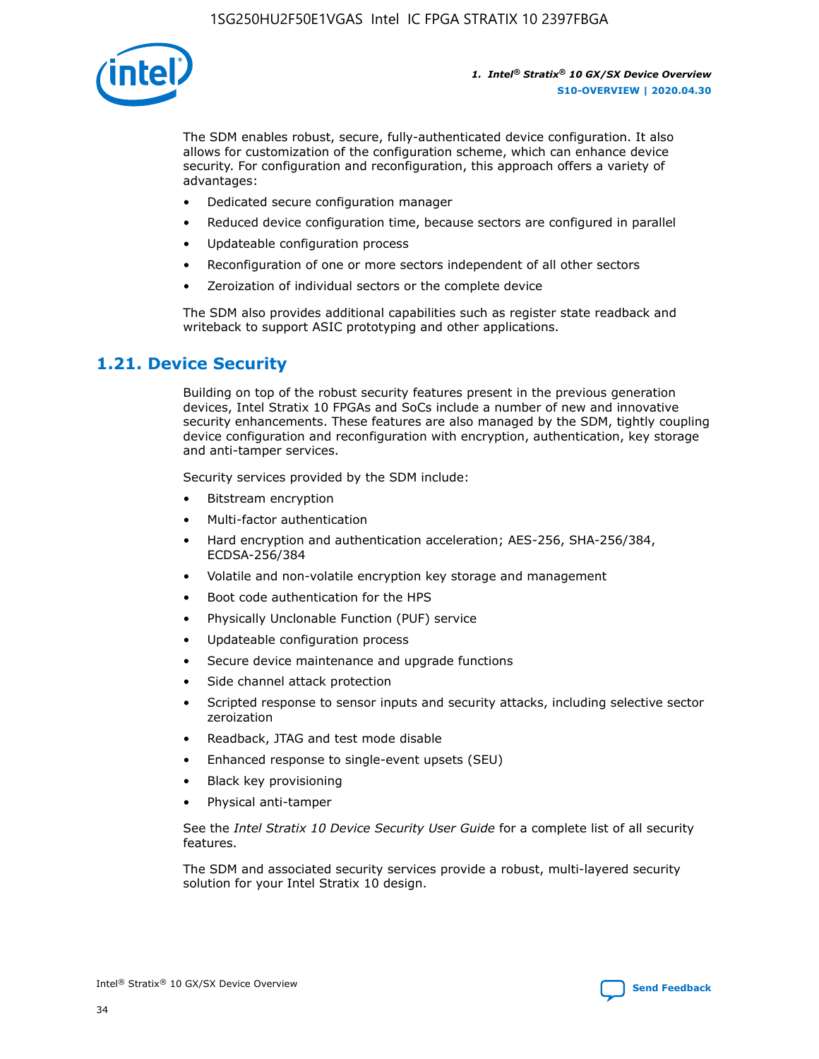The SDM enables robust, secure, fully-authenticated device configuration. It also allows for customization of the configuration scheme, which can enhance device security. For configuration and reconfiguration, this approach offers a variety of advantages:

- Dedicated secure configuration manager
- Reduced device configuration time, because sectors are configured in parallel
- Updateable configuration process
- Reconfiguration of one or more sectors independent of all other sectors
- Zeroization of individual sectors or the complete device

The SDM also provides additional capabilities such as register state readback and writeback to support ASIC prototyping and other applications.

## 1.21. Device Security

Building on top of the robust security features present in the previous generation devices, Intel Stratix 10 FPGAs and SoCs include a number of new and innovative security enhancements. These features are also managed by the SDM, tightly coupling device configuration and reconfiguration with encryption, authentication, key storage and anti-tamper services.

Security services provided by the SDM include:

- Bitstream encryption
- Multi-factor authentication
- Hard encryption and authentication acceleration; AES-256, SHA-256/384, ECDSA-256/384
- Volatile and non-volatile encryption key storage and management
- Boot code authentication for the HPS
- Physically Unclonable Function (PUF) service
- Updateable configuration process
- Secure device maintenance and upgrade functions
- Side channel attack protection
- Scripted response to sensor inputs and security attacks, including selective sector zeroization
- Readback, JTAG and test mode disable
- Enhanced response to single-event upsets (SEU)
- Black key provisioning
- Physical anti-tamper

See the *Intel Stratix 10 Device Security User Guide* for a complete list of all security features.

The SDM and associated security services provide a robust, multi-layered security solution for your Intel Stratix 10 design.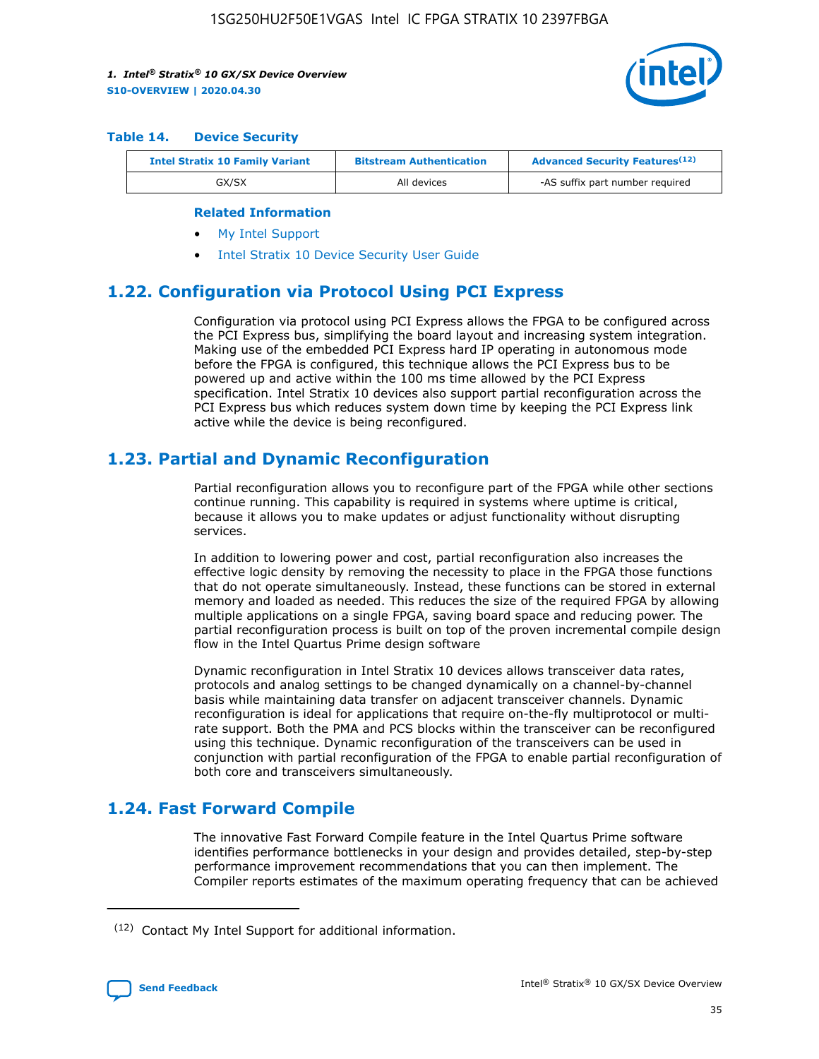**Table 14. Device Security**

| Intel Stratix 10 Family Variant | Bitstream Authentication | Advanced Security Features[(12)] |
|---|---|---|
| GX/SX | All devices | -AS suffix part number required |

**Related Information**

- My Intel Support
- Intel Stratix 10 Device Security User Guide

## 1.22. Configuration via Protocol Using PCI Express

Configuration via protocol using PCI Express allows the FPGA to be configured across the PCI Express bus, simplifying the board layout and increasing system integration. Making use of the embedded PCI Express hard IP operating in autonomous mode before the FPGA is configured, this technique allows the PCI Express bus to be powered up and active within the 100 ms time allowed by the PCI Express specification. Intel Stratix 10 devices also support partial reconfiguration across the PCI Express bus which reduces system down time by keeping the PCI Express link active while the device is being reconfigured.

## 1.23. Partial and Dynamic Reconfiguration

Partial reconfiguration allows you to reconfigure part of the FPGA while other sections continue running. This capability is required in systems where uptime is critical, because it allows you to make updates or adjust functionality without disrupting services.

In addition to lowering power and cost, partial reconfiguration also increases the effective logic density by removing the necessity to place in the FPGA those functions that do not operate simultaneously. Instead, these functions can be stored in external memory and loaded as needed. This reduces the size of the required FPGA by allowing multiple applications on a single FPGA, saving board space and reducing power. The partial reconfiguration process is built on top of the proven incremental compile design flow in the Intel Quartus Prime design software

Dynamic reconfiguration in Intel Stratix 10 devices allows transceiver data rates, protocols and analog settings to be changed dynamically on a channel-by-channel basis while maintaining data transfer on adjacent transceiver channels. Dynamic reconfiguration is ideal for applications that require on-the-fly multiprotocol or multi-rate support. Both the PMA and PCS blocks within the transceiver can be reconfigured using this technique. Dynamic reconfiguration of the transceivers can be used in conjunction with partial reconfiguration of the FPGA to enable partial reconfiguration of both core and transceivers simultaneously.

## 1.24. Fast Forward Compile

The innovative Fast Forward Compile feature in the Intel Quartus Prime software identifies performance bottlenecks in your design and provides detailed, step-by-step performance improvement recommendations that you can then implement. The Compiler reports estimates of the maximum operating frequency that can be achieved

(12) Contact My Intel Support for additional information.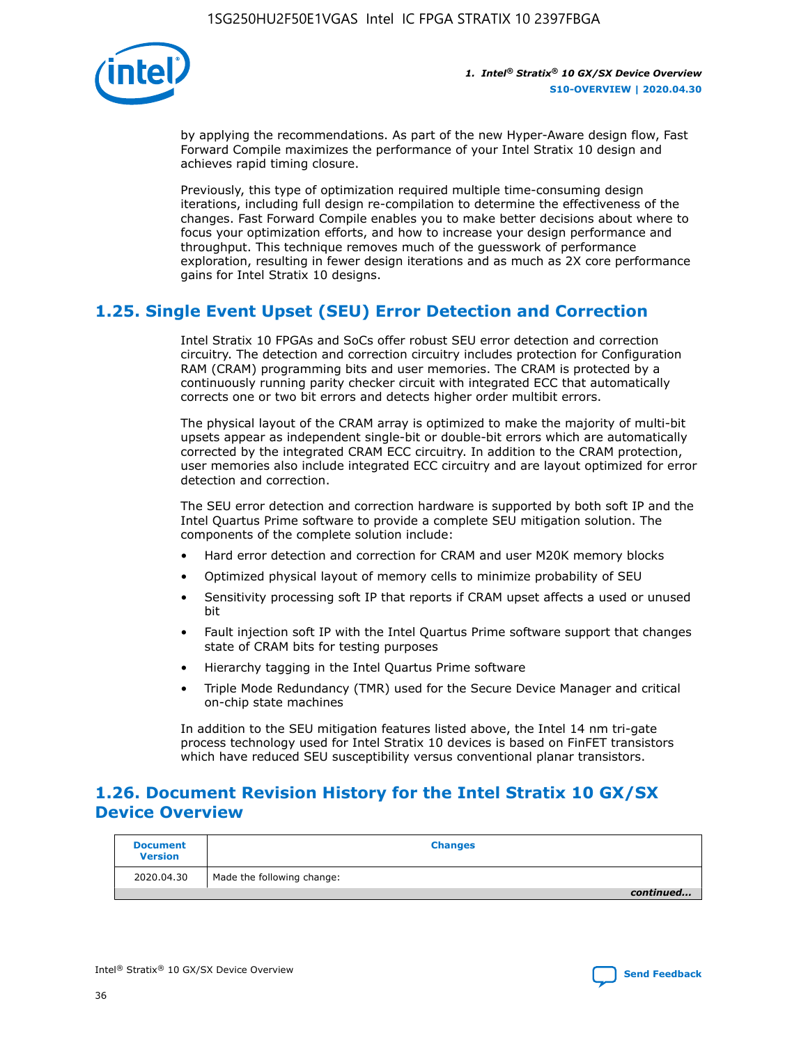by applying the recommendations. As part of the new Hyper-Aware design flow, Fast Forward Compile maximizes the performance of your Intel Stratix 10 design and achieves rapid timing closure.

Previously, this type of optimization required multiple time-consuming design iterations, including full design re-compilation to determine the effectiveness of the changes. Fast Forward Compile enables you to make better decisions about where to focus your optimization efforts, and how to increase your design performance and throughput. This technique removes much of the guesswork of performance exploration, resulting in fewer design iterations and as much as 2X core performance gains for Intel Stratix 10 designs.

## 1.25. Single Event Upset (SEU) Error Detection and Correction

Intel Stratix 10 FPGAs and SoCs offer robust SEU error detection and correction circuitry. The detection and correction circuitry includes protection for Configuration RAM (CRAM) programming bits and user memories. The CRAM is protected by a continuously running parity checker circuit with integrated ECC that automatically corrects one or two bit errors and detects higher order multibit errors.

The physical layout of the CRAM array is optimized to make the majority of multi-bit upsets appear as independent single-bit or double-bit errors which are automatically corrected by the integrated CRAM ECC circuitry. In addition to the CRAM protection, user memories also include integrated ECC circuitry and are layout optimized for error detection and correction.

The SEU error detection and correction hardware is supported by both soft IP and the Intel Quartus Prime software to provide a complete SEU mitigation solution. The components of the complete solution include:

- Hard error detection and correction for CRAM and user M20K memory blocks
- Optimized physical layout of memory cells to minimize probability of SEU
- Sensitivity processing soft IP that reports if CRAM upset affects a used or unused bit
- Fault injection soft IP with the Intel Quartus Prime software support that changes state of CRAM bits for testing purposes
- Hierarchy tagging in the Intel Quartus Prime software
- Triple Mode Redundancy (TMR) used for the Secure Device Manager and critical on-chip state machines

In addition to the SEU mitigation features listed above, the Intel 14 nm tri-gate process technology used for Intel Stratix 10 devices is based on FinFET transistors which have reduced SEU susceptibility versus conventional planar transistors.

## 1.26. Document Revision History for the Intel Stratix 10 GX/SX Device Overview

| Document Version | Changes |
| --- | --- |
| 2020.04.30 | Made the following change: |
| | *continued...* |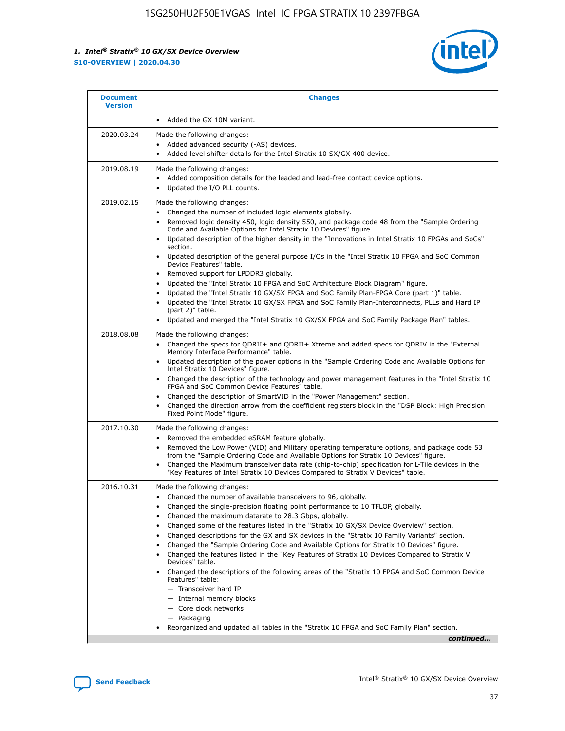| Document Version | Changes |
| --- | --- |
| | • Added the GX 10M variant. |
| 2020.03.24 | Made the following changes:<br>• Added advanced security (-AS) devices.<br>• Added level shifter details for the Intel Stratix 10 SX/GX 400 device. |
| 2019.08.19 | Made the following changes:<br>• Added composition details for the leaded and lead-free contact device options.<br>• Updated the I/O PLL counts. |
| 2019.02.15 | Made the following changes:<br>• Changed the number of included logic elements globally.<br>• Removed logic density 450, logic density 550, and package code 48 from the "Sample Ordering Code and Available Options for Intel Stratix 10 Devices" figure.<br>• Updated description of the higher density in the "Innovations in Intel Stratix 10 FPGAs and SoCs" section.<br>• Updated description of the general purpose I/Os in the "Intel Stratix 10 FPGA and SoC Common Device Features" table.<br>• Removed support for LPDDR3 globally.<br>• Updated the "Intel Stratix 10 FPGA and SoC Architecture Block Diagram" figure.<br>• Updated the "Intel Stratix 10 GX/SX FPGA and SoC Family Plan-FPGA Core (part 1)" table.<br>• Updated the "Intel Stratix 10 GX/SX FPGA and SoC Family Plan-Interconnects, PLLs and Hard IP (part 2)" table.<br>• Updated and merged the "Intel Stratix 10 GX/SX FPGA and SoC Family Package Plan" tables. |
| 2018.08.08 | Made the following changes:<br>• Changed the specs for QDRII+ and QDRII+ Xtreme and added specs for QDRIV in the "External Memory Interface Performance" table.<br>• Updated description of the power options in the "Sample Ordering Code and Available Options for Intel Stratix 10 Devices" figure.<br>• Changed the description of the technology and power management features in the "Intel Stratix 10 FPGA and SoC Common Device Features" table.<br>• Changed the description of SmartVID in the "Power Management" section.<br>• Changed the direction arrow from the coefficient registers block in the "DSP Block: High Precision Fixed Point Mode" figure. |
| 2017.10.30 | Made the following changes:<br>• Removed the embedded eSRAM feature globally.<br>• Removed the Low Power (VID) and Military operating temperature options, and package code 53 from the "Sample Ordering Code and Available Options for Intel Stratix 10 Devices" figure.<br>• Changed the Maximum transceiver data rate (chip-to-chip) specification for L-Tile devices in the "Key Features of Intel Stratix 10 Devices Compared to Stratix V Devices" table. |
| 2016.10.31 | Made the following changes:<br>• Changed the number of available transceivers to 96, globally.<br>• Changed the single-precision floating point performance to 10 TFLOP, globally.<br>• Changed the maximum datarate to 28.3 Gbps, globally.<br>• Changed some of the features listed in the "Stratix 10 GX/SX Device Overview" section.<br>• Changed descriptions for the GX and SX devices in the "Stratix 10 Family Variants" section.<br>• Changed the "Sample Ordering Code and Available Options for Stratix 10 Devices" figure.<br>• Changed the features listed in the "Key Features of Stratix 10 Devices Compared to Stratix V Devices" table.<br>• Changed the descriptions of the following areas of the "Stratix 10 FPGA and SoC Common Device Features" table:<br>— Transceiver hard IP<br>— Internal memory blocks<br>— Core clock networks<br>— Packaging<br>• Reorganized and updated all tables in the "Stratix 10 FPGA and SoC Family Plan" section. |

*continued...*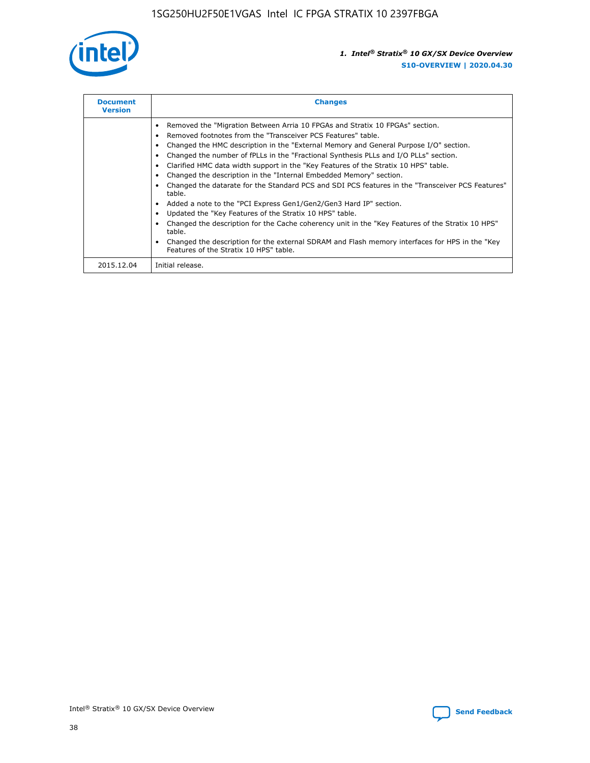| Document Version | Changes |
| --- | --- |
| | • Removed the "Migration Between Arria 10 FPGAs and Stratix 10 FPGAs" section.<br>• Removed footnotes from the "Transceiver PCS Features" table.<br>• Changed the HMC description in the "External Memory and General Purpose I/O" section.<br>• Changed the number of fPLLs in the "Fractional Synthesis PLLs and I/O PLLs" section.<br>• Clarified HMC data width support in the "Key Features of the Stratix 10 HPS" table.<br>• Changed the description in the "Internal Embedded Memory" section.<br>• Changed the datarate for the Standard PCS and SDI PCS features in the "Transceiver PCS Features" table.<br>• Added a note to the "PCI Express Gen1/Gen2/Gen3 Hard IP" section.<br>• Updated the "Key Features of the Stratix 10 HPS" table.<br>• Changed the description for the Cache coherency unit in the "Key Features of the Stratix 10 HPS" table.<br>• Changed the description for the external SDRAM and Flash memory interfaces for HPS in the "Key Features of the Stratix 10 HPS" table. |
| 2015.12.04 | Initial release. |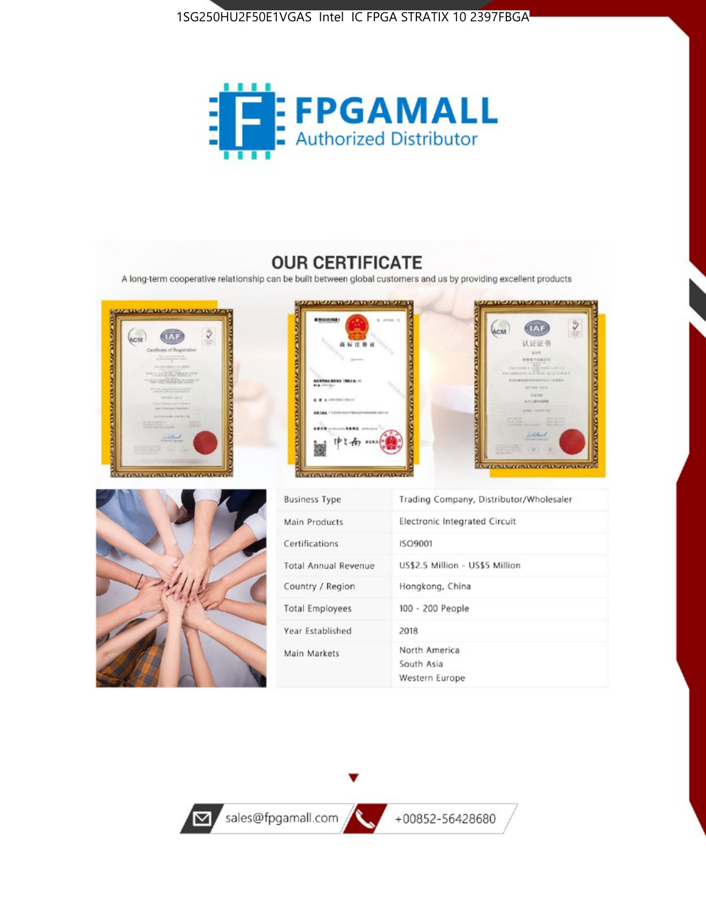FPGAMALL

Authorized Distributor

## OUR CERTIFICATE

A long-term cooperative relationship can be built between global customers and us by providing excellent products

| | |
|---|---|
| Business Type | Trading Company, Distributor/Wholesaler |
| Main Products | Electronic Integrated Circuit |
| Certifications | ISO9001 |
| Total Annual Revenue | US$2.5 Million - US$5 Million |
| Country / Region | Hongkong, China |
| Total Employees | 100 - 200 People |
| Year Established | 2018 |
| Main Markets | North America<br>South Asia<br>Western Europe |

sales@fpgamall.com

+00852-56428680